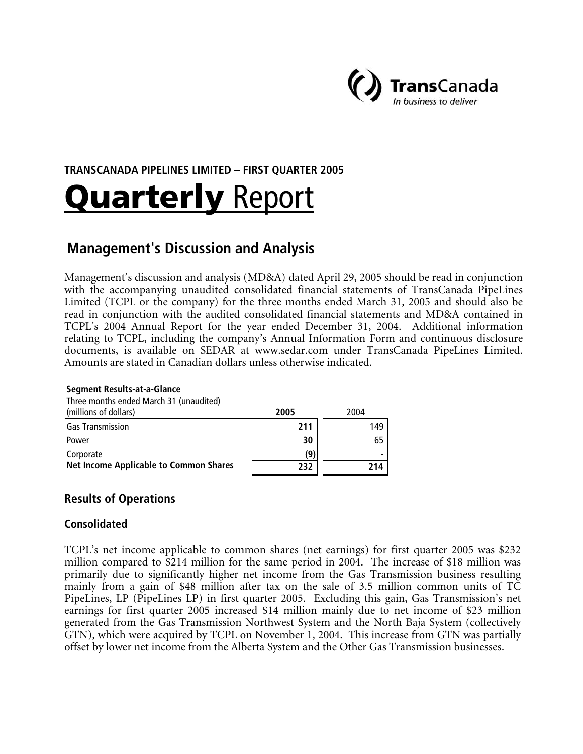TransCanada
*In business to deliver*

**TRANSCANADA PIPELINES LIMITED – FIRST QUARTER 2005**

# Quarterly Report

## Management's Discussion and Analysis

Management's discussion and analysis (MD&A) dated April 29, 2005 should be read in conjunction with the accompanying unaudited consolidated financial statements of TransCanada PipeLines Limited (TCPL or the company) for the three months ended March 31, 2005 and should also be read in conjunction with the audited consolidated financial statements and MD&A contained in TCPL's 2004 Annual Report for the year ended December 31, 2004. Additional information relating to TCPL, including the company's Annual Information Form and continuous disclosure documents, is available on SEDAR at www.sedar.com under TransCanada PipeLines Limited. Amounts are stated in Canadian dollars unless otherwise indicated.

**Segment Results-at-a-Glance**

| Three months ended March 31 (unaudited) (millions of dollars) | **2005** | 2004 |
|---|---|---|
| Gas Transmission | **211** | 149 |
| Power | **30** | 65 |
| Corporate | **(9)** | - |
| **Net Income Applicable to Common Shares** | **232** | **214** |

## Results of Operations

### Consolidated

TCPL's net income applicable to common shares (net earnings) for first quarter 2005 was $232 million compared to $214 million for the same period in 2004. The increase of $18 million was primarily due to significantly higher net income from the Gas Transmission business resulting mainly from a gain of $48 million after tax on the sale of 3.5 million common units of TC PipeLines, LP (PipeLines LP) in first quarter 2005. Excluding this gain, Gas Transmission's net earnings for first quarter 2005 increased $14 million mainly due to net income of $23 million generated from the Gas Transmission Northwest System and the North Baja System (collectively GTN), which were acquired by TCPL on November 1, 2004. This increase from GTN was partially offset by lower net income from the Alberta System and the Other Gas Transmission businesses.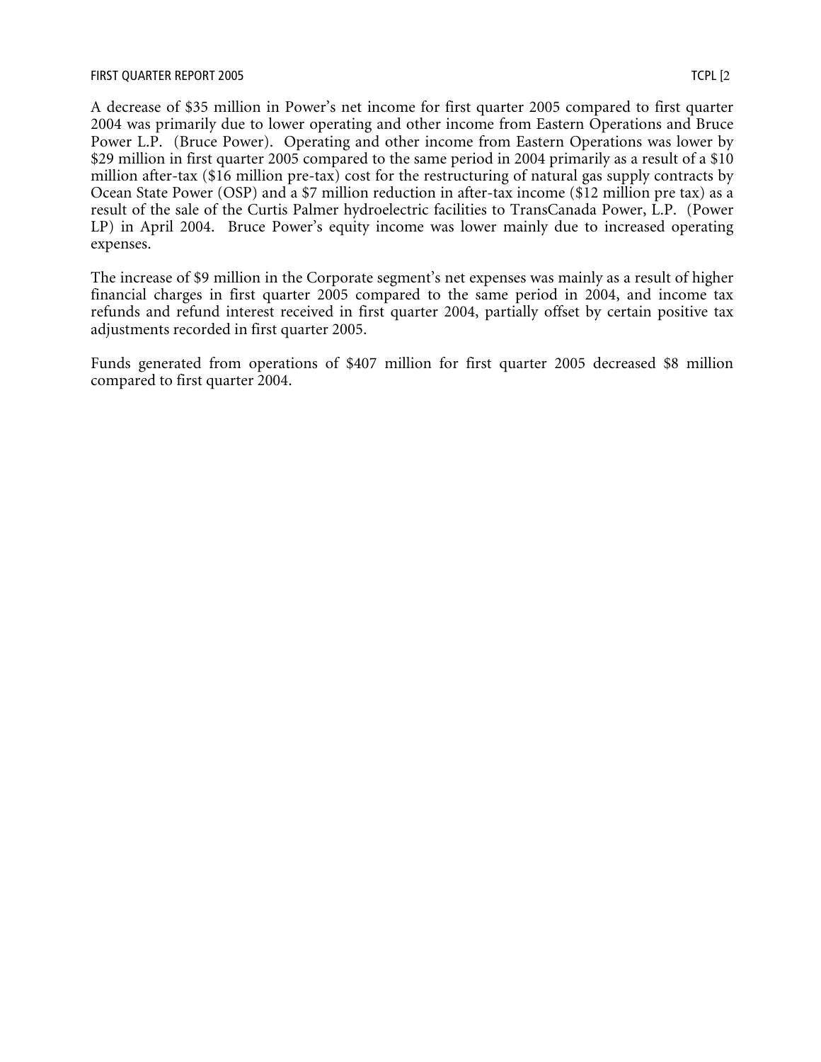A decrease of $35 million in Power's net income for first quarter 2005 compared to first quarter 2004 was primarily due to lower operating and other income from Eastern Operations and Bruce Power L.P. (Bruce Power). Operating and other income from Eastern Operations was lower by $29 million in first quarter 2005 compared to the same period in 2004 primarily as a result of a $10 million after-tax ($16 million pre-tax) cost for the restructuring of natural gas supply contracts by Ocean State Power (OSP) and a $7 million reduction in after-tax income ($12 million pre tax) as a result of the sale of the Curtis Palmer hydroelectric facilities to TransCanada Power, L.P. (Power LP) in April 2004. Bruce Power's equity income was lower mainly due to increased operating expenses.

The increase of $9 million in the Corporate segment's net expenses was mainly as a result of higher financial charges in first quarter 2005 compared to the same period in 2004, and income tax refunds and refund interest received in first quarter 2004, partially offset by certain positive tax adjustments recorded in first quarter 2005.

Funds generated from operations of $407 million for first quarter 2005 decreased $8 million compared to first quarter 2004.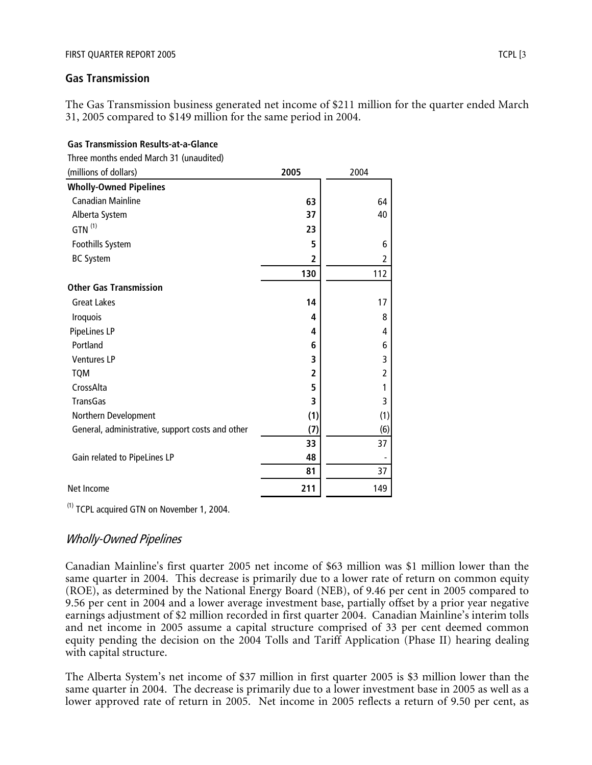## Gas Transmission

The Gas Transmission business generated net income of $211 million for the quarter ended March 31, 2005 compared to $149 million for the same period in 2004.

**Gas Transmission Results-at-a-Glance**

Three months ended March 31 (unaudited)

| (millions of dollars) | **2005** | 2004 |
|---|---|---|
| **Wholly-Owned Pipelines** | | |
| Canadian Mainline | **63** | 64 |
| Alberta System | **37** | 40 |
| GTN [(1)] | **23** | |
| Foothills System | **5** | 6 |
| BC System | **2** | 2 |
| | **130** | 112 |
| **Other Gas Transmission** | | |
| Great Lakes | **14** | 17 |
| Iroquois | **4** | 8 |
| PipeLines LP | **4** | 4 |
| Portland | **6** | 6 |
| Ventures LP | **3** | 3 |
| TQM | **2** | 2 |
| CrossAlta | **5** | 1 |
| TransGas | **3** | 3 |
| Northern Development | **(1)** | (1) |
| General, administrative, support costs and other | **(7)** | (6) |
| | **33** | 37 |
| Gain related to PipeLines LP | **48** | - |
| | **81** | 37 |
| Net Income | **211** | 149 |

[(1)] TCPL acquired GTN on November 1, 2004.

### *Wholly-Owned Pipelines*

Canadian Mainline's first quarter 2005 net income of $63 million was $1 million lower than the same quarter in 2004. This decrease is primarily due to a lower rate of return on common equity (ROE), as determined by the National Energy Board (NEB), of 9.46 per cent in 2005 compared to 9.56 per cent in 2004 and a lower average investment base, partially offset by a prior year negative earnings adjustment of $2 million recorded in first quarter 2004. Canadian Mainline's interim tolls and net income in 2005 assume a capital structure comprised of 33 per cent deemed common equity pending the decision on the 2004 Tolls and Tariff Application (Phase II) hearing dealing with capital structure.

The Alberta System's net income of $37 million in first quarter 2005 is $3 million lower than the same quarter in 2004. The decrease is primarily due to a lower investment base in 2005 as well as a lower approved rate of return in 2005. Net income in 2005 reflects a return of 9.50 per cent, as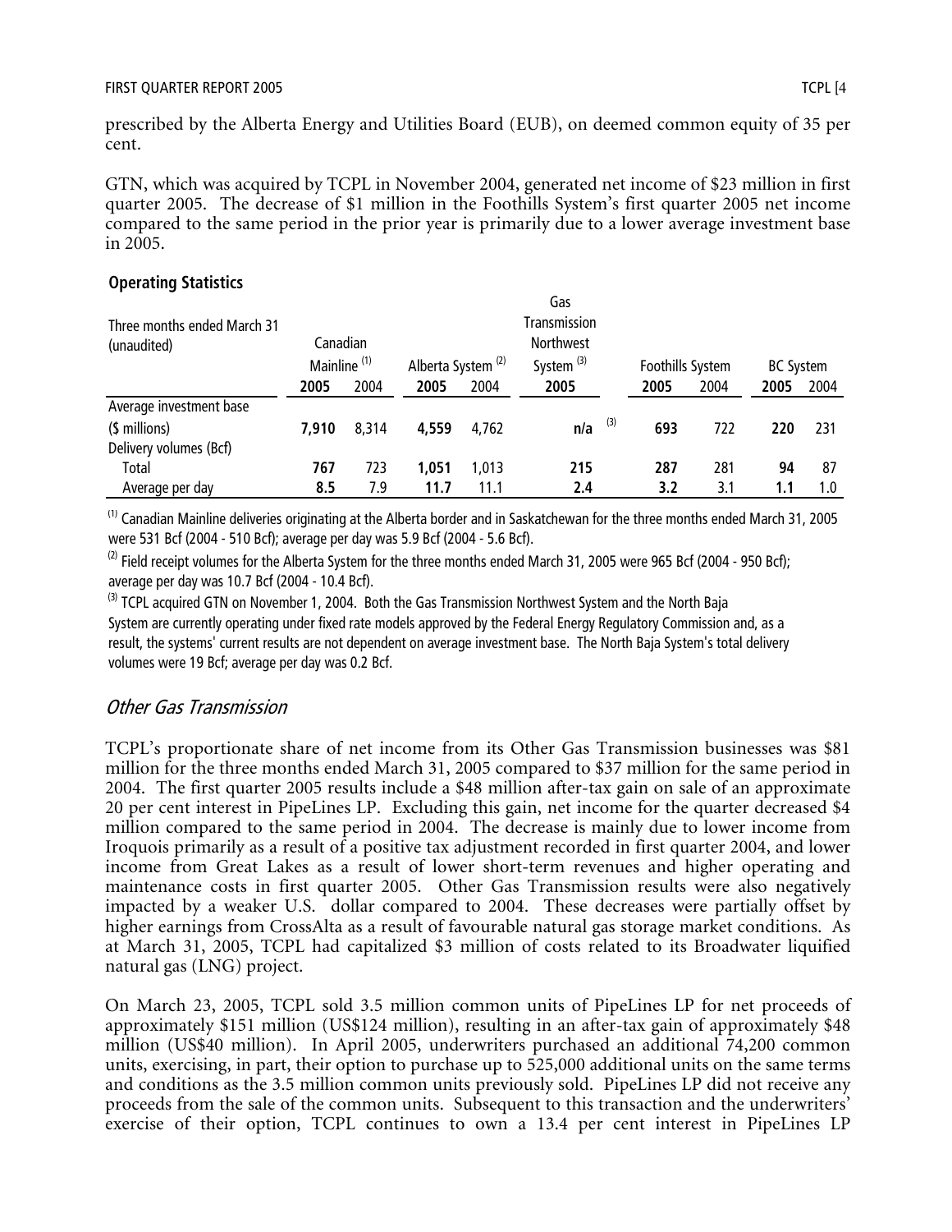prescribed by the Alberta Energy and Utilities Board (EUB), on deemed common equity of 35 per cent.

GTN, which was acquired by TCPL in November 2004, generated net income of $23 million in first quarter 2005. The decrease of $1 million in the Foothills System's first quarter 2005 net income compared to the same period in the prior year is primarily due to a lower average investment base in 2005.

**Operating Statistics**

| Three months ended March 31 (unaudited) | Canadian Mainline [(1)] | | Alberta System [(2)] | | Gas Transmission Northwest System [(3)] | Foothills System | | BC System | |
|---|---|---|---|---|---|---|---|---|---|
| | **2005** | 2004 | **2005** | 2004 | **2005** | **2005** | 2004 | **2005** | 2004 |
| Average investment base ($ millions) | **7,910** | 8,314 | **4,559** | 4,762 | **n/a** [(3)] | **693** | 722 | **220** | 231 |
| Delivery volumes (Bcf) | | | | | | | | | |
| Total | **767** | 723 | **1,051** | 1,013 | **215** | **287** | 281 | **94** | 87 |
| Average per day | **8.5** | 7.9 | **11.7** | 11.1 | **2.4** | **3.2** | 3.1 | **1.1** | 1.0 |

(1) Canadian Mainline deliveries originating at the Alberta border and in Saskatchewan for the three months ended March 31, 2005 were 531 Bcf (2004 - 510 Bcf); average per day was 5.9 Bcf (2004 - 5.6 Bcf).

(2) Field receipt volumes for the Alberta System for the three months ended March 31, 2005 were 965 Bcf (2004 - 950 Bcf); average per day was 10.7 Bcf (2004 - 10.4 Bcf).

(3) TCPL acquired GTN on November 1, 2004. Both the Gas Transmission Northwest System and the North Baja System are currently operating under fixed rate models approved by the Federal Energy Regulatory Commission and, as a result, the systems' current results are not dependent on average investment base. The North Baja System's total delivery volumes were 19 Bcf; average per day was 0.2 Bcf.

## *Other Gas Transmission*

TCPL's proportionate share of net income from its Other Gas Transmission businesses was $81 million for the three months ended March 31, 2005 compared to $37 million for the same period in 2004. The first quarter 2005 results include a $48 million after-tax gain on sale of an approximate 20 per cent interest in PipeLines LP. Excluding this gain, net income for the quarter decreased $4 million compared to the same period in 2004. The decrease is mainly due to lower income from Iroquois primarily as a result of a positive tax adjustment recorded in first quarter 2004, and lower income from Great Lakes as a result of lower short-term revenues and higher operating and maintenance costs in first quarter 2005. Other Gas Transmission results were also negatively impacted by a weaker U.S. dollar compared to 2004. These decreases were partially offset by higher earnings from CrossAlta as a result of favourable natural gas storage market conditions. As at March 31, 2005, TCPL had capitalized $3 million of costs related to its Broadwater liquified natural gas (LNG) project.

On March 23, 2005, TCPL sold 3.5 million common units of PipeLines LP for net proceeds of approximately $151 million (US$124 million), resulting in an after-tax gain of approximately $48 million (US$40 million). In April 2005, underwriters purchased an additional 74,200 common units, exercising, in part, their option to purchase up to 525,000 additional units on the same terms and conditions as the 3.5 million common units previously sold. PipeLines LP did not receive any proceeds from the sale of the common units. Subsequent to this transaction and the underwriters' exercise of their option, TCPL continues to own a 13.4 per cent interest in PipeLines LP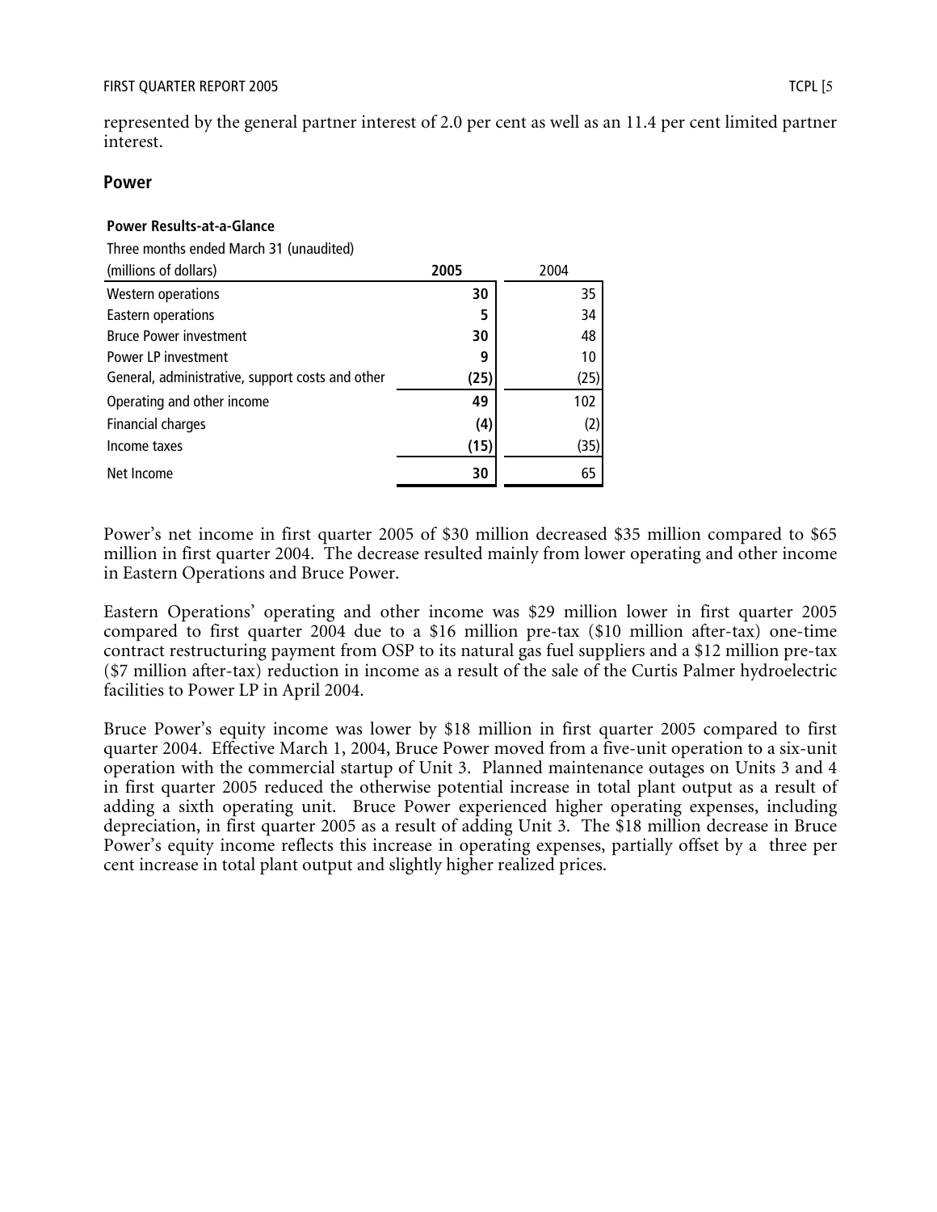represented by the general partner interest of 2.0 per cent as well as an 11.4 per cent limited partner interest.

## Power

**Power Results-at-a-Glance**

| Three months ended March 31 (unaudited)<br>(millions of dollars) | 2005 | 2004 |
|---|---|---|
| Western operations | 30 | 35 |
| Eastern operations | 5 | 34 |
| Bruce Power investment | 30 | 48 |
| Power LP investment | 9 | 10 |
| General, administrative, support costs and other | (25) | (25) |
| Operating and other income | 49 | 102 |
| Financial charges | (4) | (2) |
| Income taxes | (15) | (35) |
| Net Income | 30 | 65 |

Power's net income in first quarter 2005 of $30 million decreased $35 million compared to $65 million in first quarter 2004. The decrease resulted mainly from lower operating and other income in Eastern Operations and Bruce Power.

Eastern Operations' operating and other income was $29 million lower in first quarter 2005 compared to first quarter 2004 due to a $16 million pre-tax ($10 million after-tax) one-time contract restructuring payment from OSP to its natural gas fuel suppliers and a $12 million pre-tax ($7 million after-tax) reduction in income as a result of the sale of the Curtis Palmer hydroelectric facilities to Power LP in April 2004.

Bruce Power's equity income was lower by $18 million in first quarter 2005 compared to first quarter 2004. Effective March 1, 2004, Bruce Power moved from a five-unit operation to a six-unit operation with the commercial startup of Unit 3. Planned maintenance outages on Units 3 and 4 in first quarter 2005 reduced the otherwise potential increase in total plant output as a result of adding a sixth operating unit. Bruce Power experienced higher operating expenses, including depreciation, in first quarter 2005 as a result of adding Unit 3. The $18 million decrease in Bruce Power's equity income reflects this increase in operating expenses, partially offset by a three per cent increase in total plant output and slightly higher realized prices.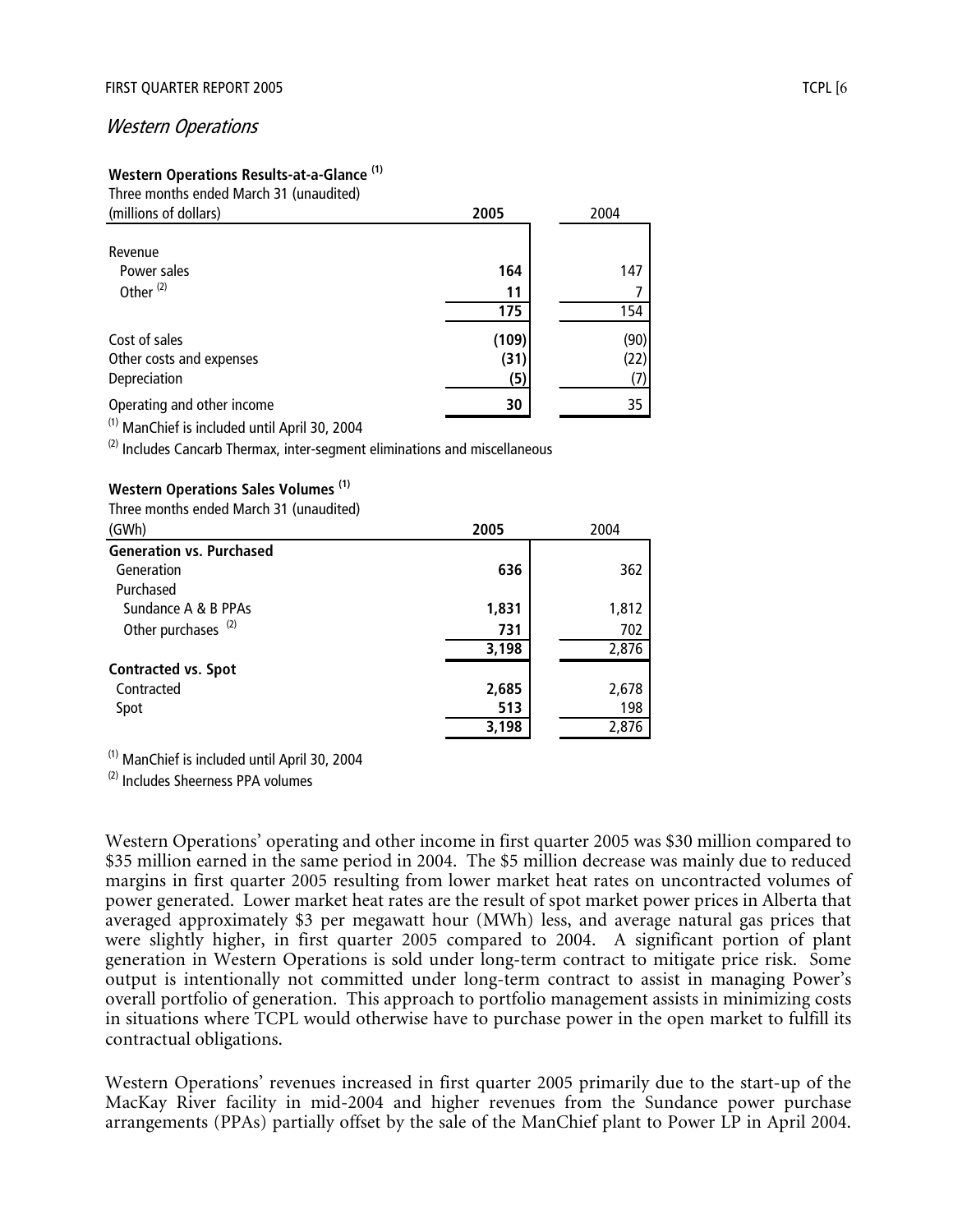## *Western Operations*

**Western Operations Results-at-a-Glance** [(1)]

Three months ended March 31 (unaudited)

| (millions of dollars) | 2005 | 2004 |
|---|---|---|
| Revenue | | |
| Power sales | **164** | 147 |
| Other [(2)] | **11** | 7 |
| | **175** | 154 |
| Cost of sales | **(109)** | (90) |
| Other costs and expenses | **(31)** | (22) |
| Depreciation | **(5)** | (7) |
| Operating and other income | **30** | 35 |

[(1)] ManChief is included until April 30, 2004

[(2)] Includes Cancarb Thermax, inter-segment eliminations and miscellaneous

**Western Operations Sales Volumes** [(1)]

Three months ended March 31 (unaudited)

| (GWh) | 2005 | 2004 |
|---|---|---|
| **Generation vs. Purchased** | | |
| Generation | **636** | 362 |
| Purchased | | |
| Sundance A & B PPAs | **1,831** | 1,812 |
| Other purchases [(2)] | **731** | 702 |
| | **3,198** | 2,876 |
| **Contracted vs. Spot** | | |
| Contracted | **2,685** | 2,678 |
| Spot | **513** | 198 |
| | **3,198** | 2,876 |

[(1)] ManChief is included until April 30, 2004

[(2)] Includes Sheerness PPA volumes

Western Operations' operating and other income in first quarter 2005 was $30 million compared to $35 million earned in the same period in 2004. The $5 million decrease was mainly due to reduced margins in first quarter 2005 resulting from lower market heat rates on uncontracted volumes of power generated. Lower market heat rates are the result of spot market power prices in Alberta that averaged approximately $3 per megawatt hour (MWh) less, and average natural gas prices that were slightly higher, in first quarter 2005 compared to 2004. A significant portion of plant generation in Western Operations is sold under long-term contract to mitigate price risk. Some output is intentionally not committed under long-term contract to assist in managing Power's overall portfolio of generation. This approach to portfolio management assists in minimizing costs in situations where TCPL would otherwise have to purchase power in the open market to fulfill its contractual obligations.

Western Operations' revenues increased in first quarter 2005 primarily due to the start-up of the MacKay River facility in mid-2004 and higher revenues from the Sundance power purchase arrangements (PPAs) partially offset by the sale of the ManChief plant to Power LP in April 2004.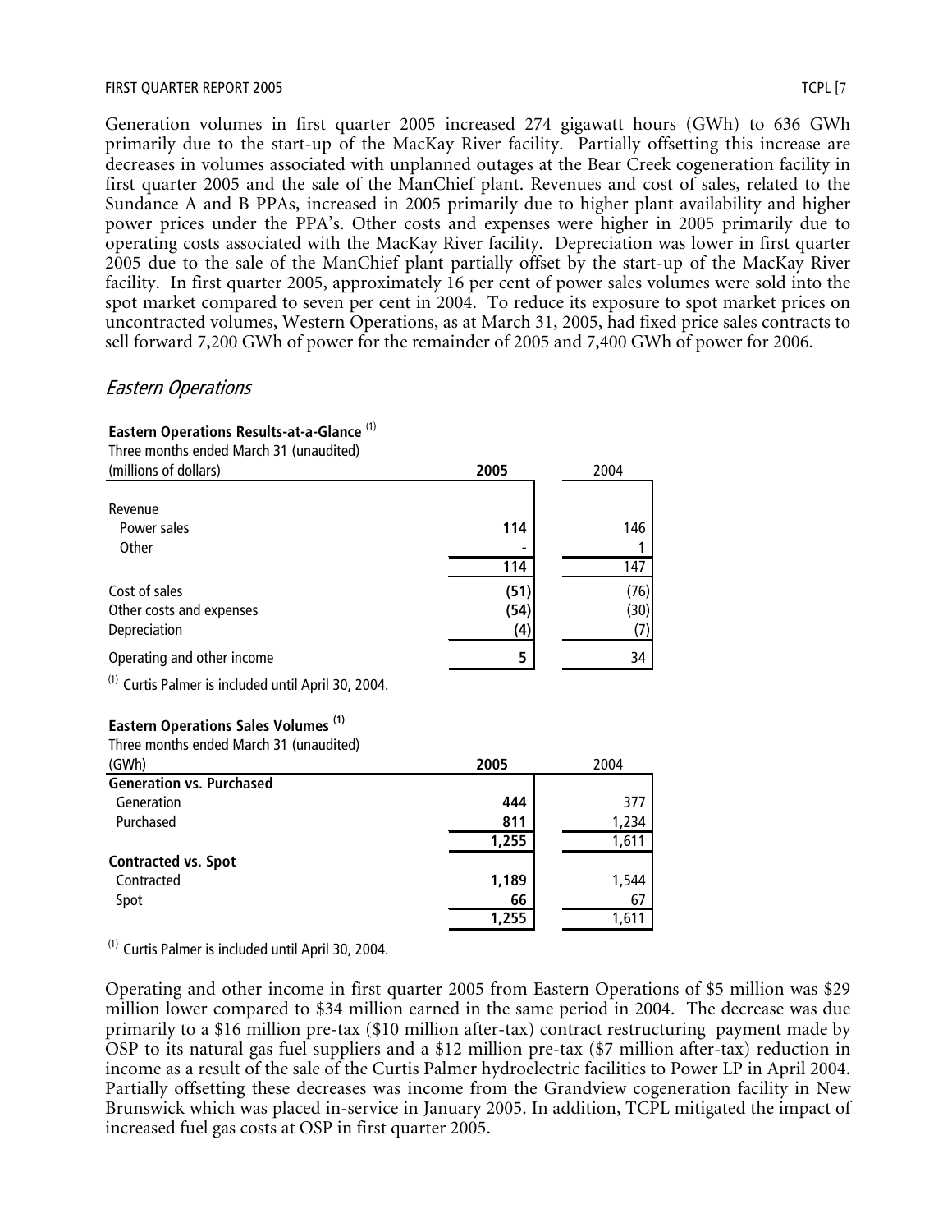Generation volumes in first quarter 2005 increased 274 gigawatt hours (GWh) to 636 GWh primarily due to the start-up of the MacKay River facility. Partially offsetting this increase are decreases in volumes associated with unplanned outages at the Bear Creek cogeneration facility in first quarter 2005 and the sale of the ManChief plant. Revenues and cost of sales, related to the Sundance A and B PPAs, increased in 2005 primarily due to higher plant availability and higher power prices under the PPA's. Other costs and expenses were higher in 2005 primarily due to operating costs associated with the MacKay River facility. Depreciation was lower in first quarter 2005 due to the sale of the ManChief plant partially offset by the start-up of the MacKay River facility. In first quarter 2005, approximately 16 per cent of power sales volumes were sold into the spot market compared to seven per cent in 2004. To reduce its exposure to spot market prices on uncontracted volumes, Western Operations, as at March 31, 2005, had fixed price sales contracts to sell forward 7,200 GWh of power for the remainder of 2005 and 7,400 GWh of power for 2006.

## *Eastern Operations*

**Eastern Operations Results-at-a-Glance** [(1)]
Three months ended March 31 (unaudited)

| (millions of dollars) | 2005 | 2004 |
|---|---|---|
| Revenue | | |
| Power sales | **114** | 146 |
| Other | **-** | 1 |
| | **114** | 147 |
| Cost of sales | **(51)** | (76) |
| Other costs and expenses | **(54)** | (30) |
| Depreciation | **(4)** | (7) |
| Operating and other income | **5** | 34 |

(1) Curtis Palmer is included until April 30, 2004.

**Eastern Operations Sales Volumes** [(1)]
Three months ended March 31 (unaudited)

| (GWh) | 2005 | 2004 |
|---|---|---|
| **Generation vs. Purchased** | | |
| Generation | **444** | 377 |
| Purchased | **811** | 1,234 |
| | **1,255** | 1,611 |
| **Contracted vs. Spot** | | |
| Contracted | **1,189** | 1,544 |
| Spot | **66** | 67 |
| | **1,255** | 1,611 |

(1) Curtis Palmer is included until April 30, 2004.

Operating and other income in first quarter 2005 from Eastern Operations of $5 million was $29 million lower compared to $34 million earned in the same period in 2004. The decrease was due primarily to a $16 million pre-tax ($10 million after-tax) contract restructuring payment made by OSP to its natural gas fuel suppliers and a $12 million pre-tax ($7 million after-tax) reduction in income as a result of the sale of the Curtis Palmer hydroelectric facilities to Power LP in April 2004. Partially offsetting these decreases was income from the Grandview cogeneration facility in New Brunswick which was placed in-service in January 2005. In addition, TCPL mitigated the impact of increased fuel gas costs at OSP in first quarter 2005.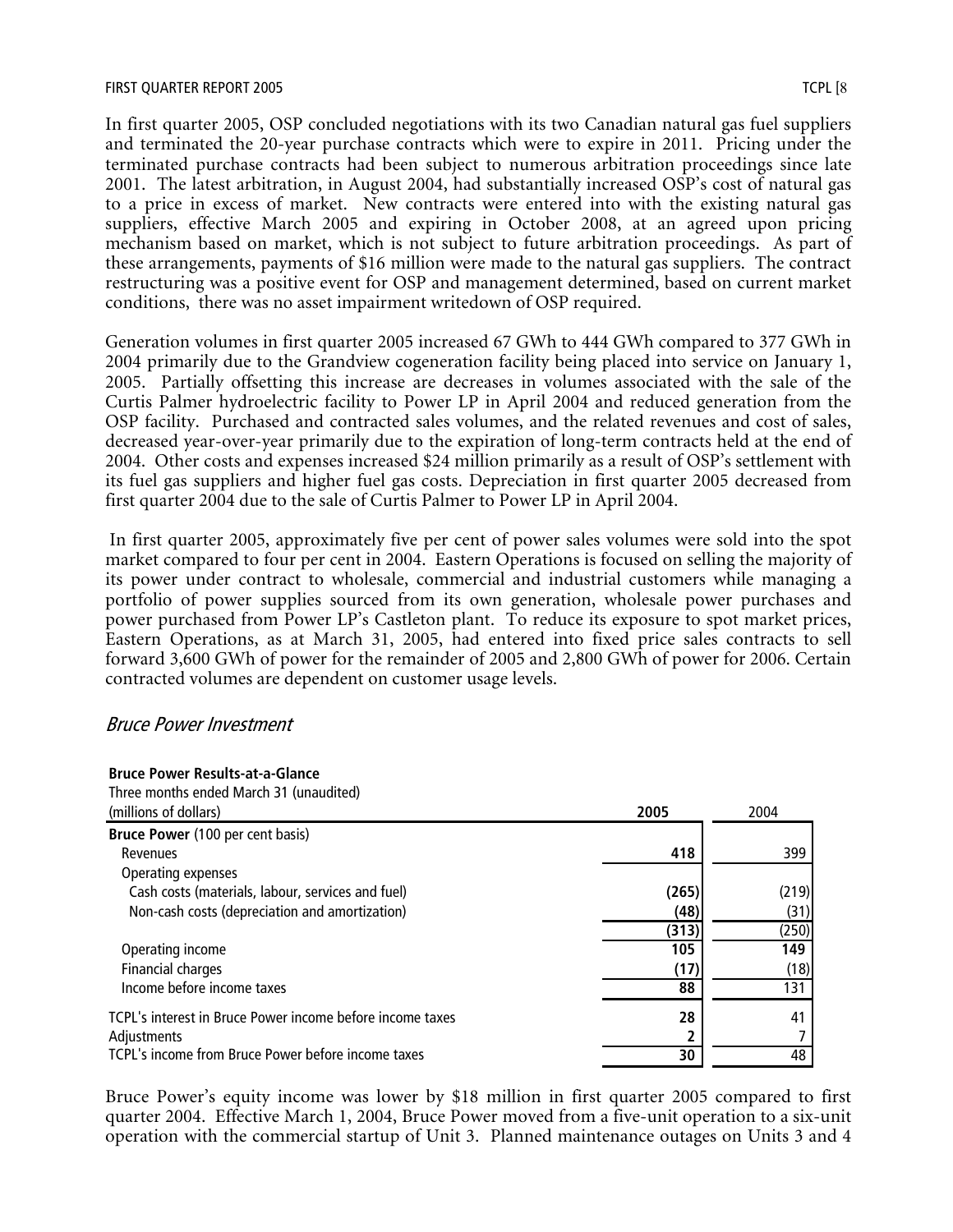In first quarter 2005, OSP concluded negotiations with its two Canadian natural gas fuel suppliers and terminated the 20-year purchase contracts which were to expire in 2011. Pricing under the terminated purchase contracts had been subject to numerous arbitration proceedings since late 2001. The latest arbitration, in August 2004, had substantially increased OSP's cost of natural gas to a price in excess of market. New contracts were entered into with the existing natural gas suppliers, effective March 2005 and expiring in October 2008, at an agreed upon pricing mechanism based on market, which is not subject to future arbitration proceedings. As part of these arrangements, payments of $16 million were made to the natural gas suppliers. The contract restructuring was a positive event for OSP and management determined, based on current market conditions, there was no asset impairment writedown of OSP required.

Generation volumes in first quarter 2005 increased 67 GWh to 444 GWh compared to 377 GWh in 2004 primarily due to the Grandview cogeneration facility being placed into service on January 1, 2005. Partially offsetting this increase are decreases in volumes associated with the sale of the Curtis Palmer hydroelectric facility to Power LP in April 2004 and reduced generation from the OSP facility. Purchased and contracted sales volumes, and the related revenues and cost of sales, decreased year-over-year primarily due to the expiration of long-term contracts held at the end of 2004. Other costs and expenses increased $24 million primarily as a result of OSP's settlement with its fuel gas suppliers and higher fuel gas costs. Depreciation in first quarter 2005 decreased from first quarter 2004 due to the sale of Curtis Palmer to Power LP in April 2004.

In first quarter 2005, approximately five per cent of power sales volumes were sold into the spot market compared to four per cent in 2004. Eastern Operations is focused on selling the majority of its power under contract to wholesale, commercial and industrial customers while managing a portfolio of power supplies sourced from its own generation, wholesale power purchases and power purchased from Power LP's Castleton plant. To reduce its exposure to spot market prices, Eastern Operations, as at March 31, 2005, had entered into fixed price sales contracts to sell forward 3,600 GWh of power for the remainder of 2005 and 2,800 GWh of power for 2006. Certain contracted volumes are dependent on customer usage levels.

## *Bruce Power Investment*

**Bruce Power Results-at-a-Glance**
Three months ended March 31 (unaudited)

| (millions of dollars) | **2005** | 2004 |
|---|---|---|
| **Bruce Power** (100 per cent basis) | | |
| Revenues | **418** | 399 |
| Operating expenses | | |
| Cash costs (materials, labour, services and fuel) | **(265)** | (219) |
| Non-cash costs (depreciation and amortization) | **(48)** | (31) |
| | **(313)** | (250) |
| Operating income | **105** | **149** |
| Financial charges | **(17)** | (18) |
| Income before income taxes | **88** | 131 |
| TCPL's interest in Bruce Power income before income taxes | **28** | 41 |
| Adjustments | **2** | 7 |
| TCPL's income from Bruce Power before income taxes | **30** | 48 |

Bruce Power's equity income was lower by $18 million in first quarter 2005 compared to first quarter 2004. Effective March 1, 2004, Bruce Power moved from a five-unit operation to a six-unit operation with the commercial startup of Unit 3. Planned maintenance outages on Units 3 and 4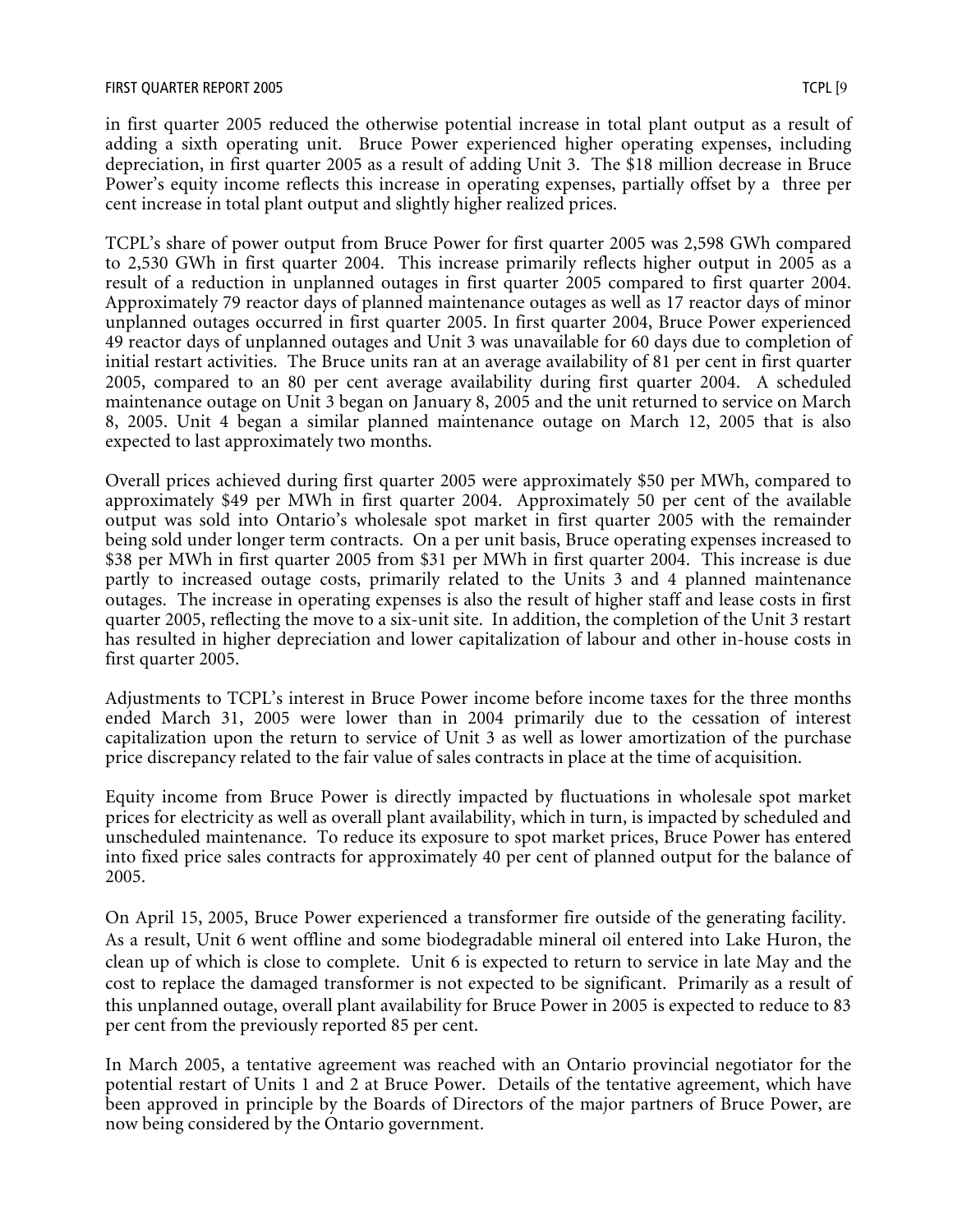in first quarter 2005 reduced the otherwise potential increase in total plant output as a result of adding a sixth operating unit. Bruce Power experienced higher operating expenses, including depreciation, in first quarter 2005 as a result of adding Unit 3. The $18 million decrease in Bruce Power's equity income reflects this increase in operating expenses, partially offset by a three per cent increase in total plant output and slightly higher realized prices.

TCPL's share of power output from Bruce Power for first quarter 2005 was 2,598 GWh compared to 2,530 GWh in first quarter 2004. This increase primarily reflects higher output in 2005 as a result of a reduction in unplanned outages in first quarter 2005 compared to first quarter 2004. Approximately 79 reactor days of planned maintenance outages as well as 17 reactor days of minor unplanned outages occurred in first quarter 2005. In first quarter 2004, Bruce Power experienced 49 reactor days of unplanned outages and Unit 3 was unavailable for 60 days due to completion of initial restart activities. The Bruce units ran at an average availability of 81 per cent in first quarter 2005, compared to an 80 per cent average availability during first quarter 2004. A scheduled maintenance outage on Unit 3 began on January 8, 2005 and the unit returned to service on March 8, 2005. Unit 4 began a similar planned maintenance outage on March 12, 2005 that is also expected to last approximately two months.

Overall prices achieved during first quarter 2005 were approximately $50 per MWh, compared to approximately $49 per MWh in first quarter 2004. Approximately 50 per cent of the available output was sold into Ontario's wholesale spot market in first quarter 2005 with the remainder being sold under longer term contracts. On a per unit basis, Bruce operating expenses increased to $38 per MWh in first quarter 2005 from $31 per MWh in first quarter 2004. This increase is due partly to increased outage costs, primarily related to the Units 3 and 4 planned maintenance outages. The increase in operating expenses is also the result of higher staff and lease costs in first quarter 2005, reflecting the move to a six-unit site. In addition, the completion of the Unit 3 restart has resulted in higher depreciation and lower capitalization of labour and other in-house costs in first quarter 2005.

Adjustments to TCPL's interest in Bruce Power income before income taxes for the three months ended March 31, 2005 were lower than in 2004 primarily due to the cessation of interest capitalization upon the return to service of Unit 3 as well as lower amortization of the purchase price discrepancy related to the fair value of sales contracts in place at the time of acquisition.

Equity income from Bruce Power is directly impacted by fluctuations in wholesale spot market prices for electricity as well as overall plant availability, which in turn, is impacted by scheduled and unscheduled maintenance. To reduce its exposure to spot market prices, Bruce Power has entered into fixed price sales contracts for approximately 40 per cent of planned output for the balance of 2005.

On April 15, 2005, Bruce Power experienced a transformer fire outside of the generating facility. As a result, Unit 6 went offline and some biodegradable mineral oil entered into Lake Huron, the clean up of which is close to complete. Unit 6 is expected to return to service in late May and the cost to replace the damaged transformer is not expected to be significant. Primarily as a result of this unplanned outage, overall plant availability for Bruce Power in 2005 is expected to reduce to 83 per cent from the previously reported 85 per cent.

In March 2005, a tentative agreement was reached with an Ontario provincial negotiator for the potential restart of Units 1 and 2 at Bruce Power. Details of the tentative agreement, which have been approved in principle by the Boards of Directors of the major partners of Bruce Power, are now being considered by the Ontario government.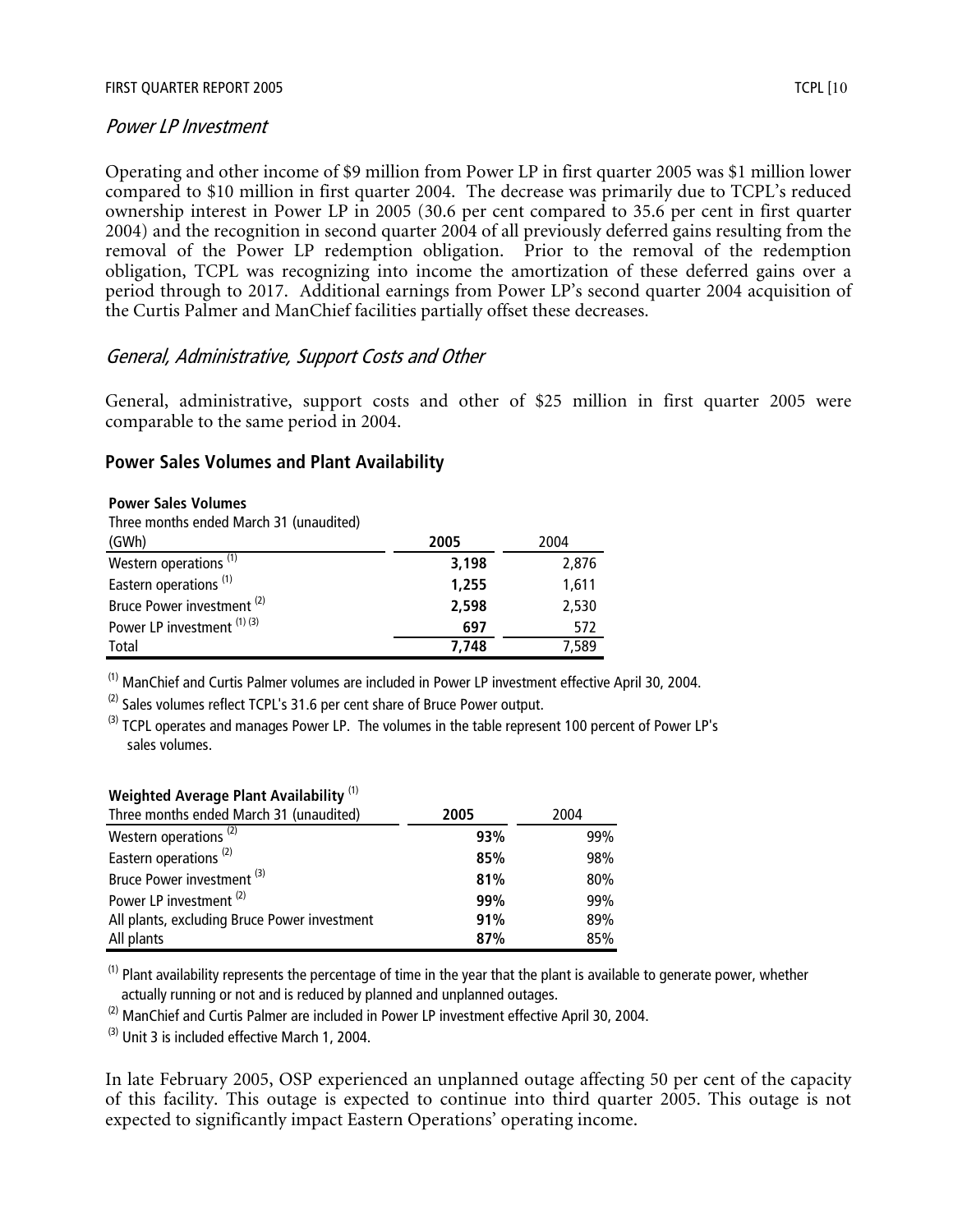### *Power LP Investment*

Operating and other income of $9 million from Power LP in first quarter 2005 was $1 million lower compared to $10 million in first quarter 2004. The decrease was primarily due to TCPL's reduced ownership interest in Power LP in 2005 (30.6 per cent compared to 35.6 per cent in first quarter 2004) and the recognition in second quarter 2004 of all previously deferred gains resulting from the removal of the Power LP redemption obligation. Prior to the removal of the redemption obligation, TCPL was recognizing into income the amortization of these deferred gains over a period through to 2017. Additional earnings from Power LP's second quarter 2004 acquisition of the Curtis Palmer and ManChief facilities partially offset these decreases.

### *General, Administrative, Support Costs and Other*

General, administrative, support costs and other of $25 million in first quarter 2005 were comparable to the same period in 2004.

## Power Sales Volumes and Plant Availability

**Power Sales Volumes**

| Three months ended March 31 (unaudited) (GWh) | 2005 | 2004 |
|---|---|---|
| Western operations [1] | **3,198** | 2,876 |
| Eastern operations [1] | **1,255** | 1,611 |
| Bruce Power investment [2] | **2,598** | 2,530 |
| Power LP investment [1] [3] | **697** | 572 |
| Total | **7,748** | 7,589 |

[1] ManChief and Curtis Palmer volumes are included in Power LP investment effective April 30, 2004.

[2] Sales volumes reflect TCPL's 31.6 per cent share of Bruce Power output.

[3] TCPL operates and manages Power LP. The volumes in the table represent 100 percent of Power LP's sales volumes.

**Weighted Average Plant Availability [1]**

| Three months ended March 31 (unaudited) | 2005 | 2004 |
|---|---|---|
| Western operations [2] | **93%** | 99% |
| Eastern operations [2] | **85%** | 98% |
| Bruce Power investment [3] | **81%** | 80% |
| Power LP investment [2] | **99%** | 99% |
| All plants, excluding Bruce Power investment | **91%** | 89% |
| All plants | **87%** | 85% |

[1] Plant availability represents the percentage of time in the year that the plant is available to generate power, whether actually running or not and is reduced by planned and unplanned outages.

[2] ManChief and Curtis Palmer are included in Power LP investment effective April 30, 2004.

[3] Unit 3 is included effective March 1, 2004.

In late February 2005, OSP experienced an unplanned outage affecting 50 per cent of the capacity of this facility. This outage is expected to continue into third quarter 2005. This outage is not expected to significantly impact Eastern Operations' operating income.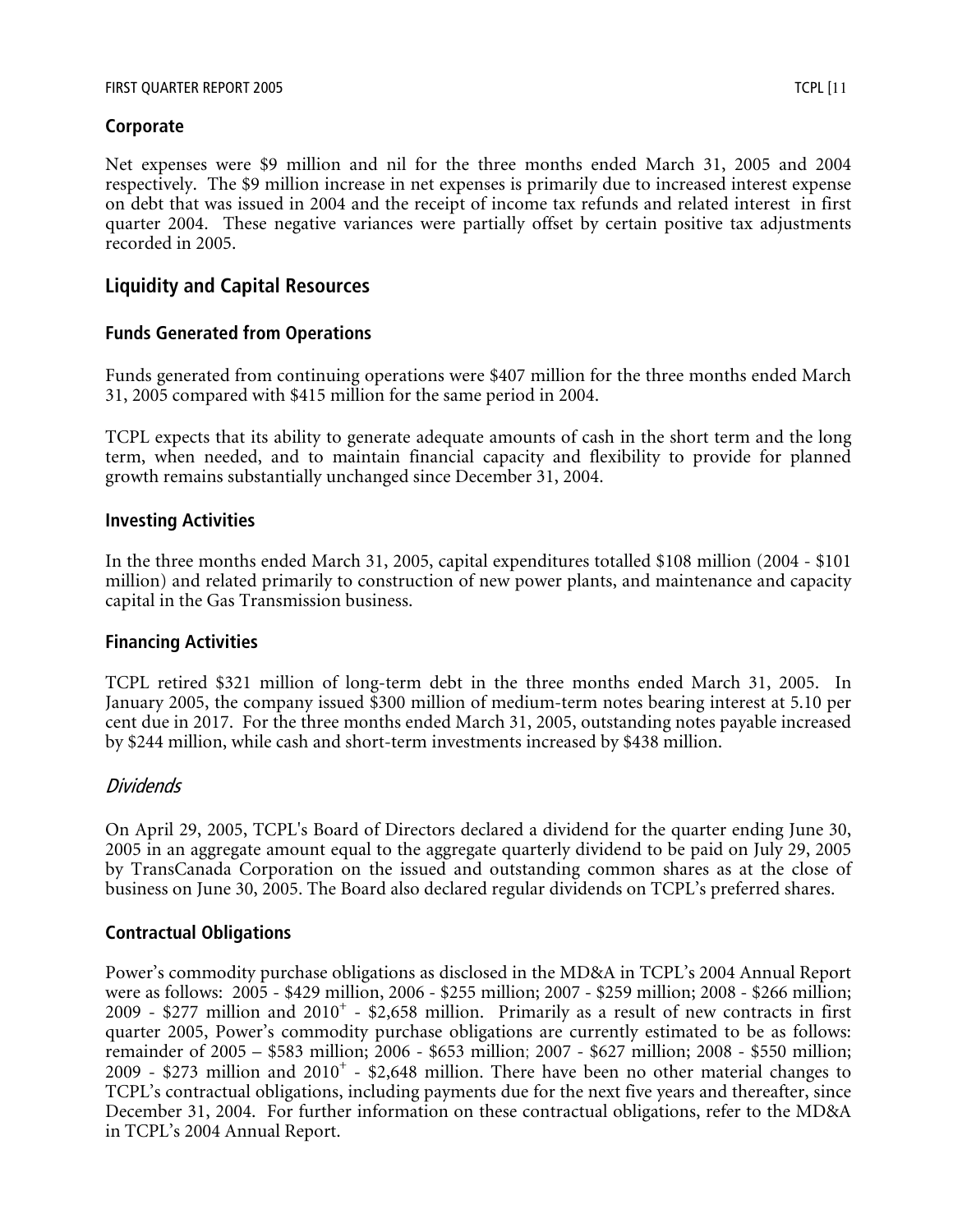## Corporate

Net expenses were \$9 million and nil for the three months ended March 31, 2005 and 2004 respectively. The \$9 million increase in net expenses is primarily due to increased interest expense on debt that was issued in 2004 and the receipt of income tax refunds and related interest in first quarter 2004. These negative variances were partially offset by certain positive tax adjustments recorded in 2005.

# Liquidity and Capital Resources

## Funds Generated from Operations

Funds generated from continuing operations were \$407 million for the three months ended March 31, 2005 compared with \$415 million for the same period in 2004.

TCPL expects that its ability to generate adequate amounts of cash in the short term and the long term, when needed, and to maintain financial capacity and flexibility to provide for planned growth remains substantially unchanged since December 31, 2004.

## Investing Activities

In the three months ended March 31, 2005, capital expenditures totalled \$108 million (2004 - \$101 million) and related primarily to construction of new power plants, and maintenance and capacity capital in the Gas Transmission business.

## Financing Activities

TCPL retired \$321 million of long-term debt in the three months ended March 31, 2005. In January 2005, the company issued \$300 million of medium-term notes bearing interest at 5.10 per cent due in 2017. For the three months ended March 31, 2005, outstanding notes payable increased by \$244 million, while cash and short-term investments increased by \$438 million.

### *Dividends*

On April 29, 2005, TCPL's Board of Directors declared a dividend for the quarter ending June 30, 2005 in an aggregate amount equal to the aggregate quarterly dividend to be paid on July 29, 2005 by TransCanada Corporation on the issued and outstanding common shares as at the close of business on June 30, 2005. The Board also declared regular dividends on TCPL's preferred shares.

## Contractual Obligations

Power's commodity purchase obligations as disclosed in the MD&A in TCPL's 2004 Annual Report were as follows: 2005 - \$429 million, 2006 - \$255 million; 2007 - \$259 million; 2008 - \$266 million; 2009 - \$277 million and 2010$^{+}$ - \$2,658 million. Primarily as a result of new contracts in first quarter 2005, Power's commodity purchase obligations are currently estimated to be as follows: remainder of 2005 – \$583 million; 2006 - \$653 million; 2007 - \$627 million; 2008 - \$550 million; 2009 - \$273 million and 2010$^{+}$ - \$2,648 million. There have been no other material changes to TCPL's contractual obligations, including payments due for the next five years and thereafter, since December 31, 2004. For further information on these contractual obligations, refer to the MD&A in TCPL's 2004 Annual Report.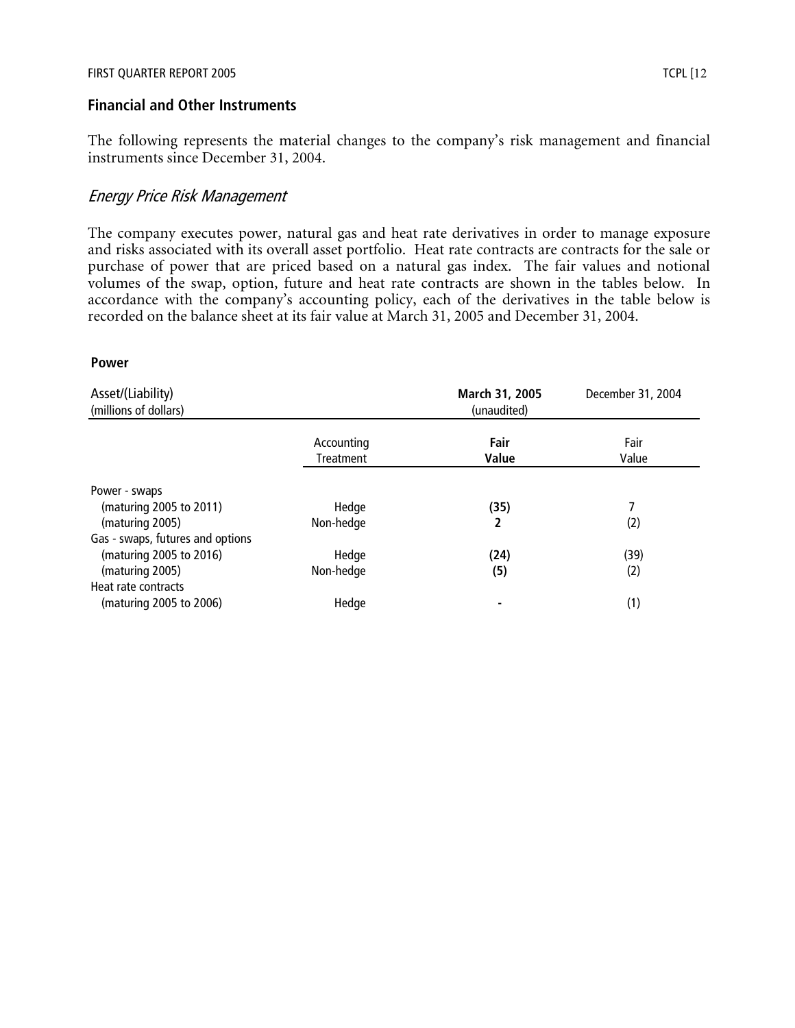## Financial and Other Instruments

The following represents the material changes to the company's risk management and financial instruments since December 31, 2004.

### *Energy Price Risk Management*

The company executes power, natural gas and heat rate derivatives in order to manage exposure and risks associated with its overall asset portfolio. Heat rate contracts are contracts for the sale or purchase of power that are priced based on a natural gas index. The fair values and notional volumes of the swap, option, future and heat rate contracts are shown in the tables below. In accordance with the company's accounting policy, each of the derivatives in the table below is recorded on the balance sheet at its fair value at March 31, 2005 and December 31, 2004.

**Power**

| Asset/(Liability) (millions of dollars) | | **March 31, 2005** (unaudited) | December 31, 2004 |
|---|---|---|---|
| | Accounting Treatment | **Fair Value** | Fair Value |
| Power - swaps | | | |
| (maturing 2005 to 2011) | Hedge | **(35)** | 7 |
| (maturing 2005) | Non-hedge | **2** | (2) |
| Gas - swaps, futures and options | | | |
| (maturing 2005 to 2016) | Hedge | **(24)** | (39) |
| (maturing 2005) | Non-hedge | **(5)** | (2) |
| Heat rate contracts | | | |
| (maturing 2005 to 2006) | Hedge | **-** | (1) |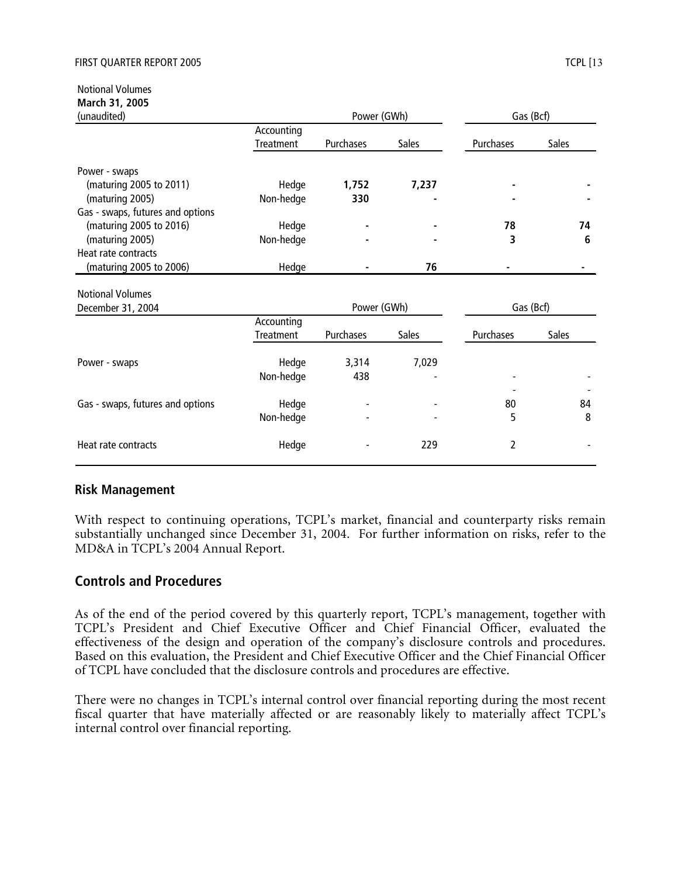Notional Volumes
**March 31, 2005**
(unaudited)

| | Accounting Treatment | Power (GWh) Purchases | Power (GWh) Sales | Gas (Bcf) Purchases | Gas (Bcf) Sales |
|---|---|---|---|---|---|
| Power - swaps | | | | | |
| (maturing 2005 to 2011) | Hedge | **1,752** | **7,237** | **-** | **-** |
| (maturing 2005) | Non-hedge | **330** | **-** | **-** | **-** |
| Gas - swaps, futures and options | | | | | |
| (maturing 2005 to 2016) | Hedge | **-** | **-** | **78** | **74** |
| (maturing 2005) | Non-hedge | **-** | **-** | **3** | **6** |
| Heat rate contracts | | | | | |
| (maturing 2005 to 2006) | Hedge | **-** | **76** | **-** | **-** |

Notional Volumes
December 31, 2004

| | Accounting Treatment | Power (GWh) Purchases | Power (GWh) Sales | Gas (Bcf) Purchases | Gas (Bcf) Sales |
|---|---|---|---|---|---|
| Power - swaps | Hedge | 3,314 | 7,029 | | |
| | Non-hedge | 438 | - | - | - |
| | | | | - | - |
| Gas - swaps, futures and options | Hedge | - | - | 80 | 84 |
| | Non-hedge | - | - | 5 | 8 |
| Heat rate contracts | Hedge | - | 229 | 2 | - |

## Risk Management

With respect to continuing operations, TCPL's market, financial and counterparty risks remain substantially unchanged since December 31, 2004. For further information on risks, refer to the MD&A in TCPL's 2004 Annual Report.

## Controls and Procedures

As of the end of the period covered by this quarterly report, TCPL's management, together with TCPL's President and Chief Executive Officer and Chief Financial Officer, evaluated the effectiveness of the design and operation of the company's disclosure controls and procedures. Based on this evaluation, the President and Chief Executive Officer and the Chief Financial Officer of TCPL have concluded that the disclosure controls and procedures are effective.

There were no changes in TCPL's internal control over financial reporting during the most recent fiscal quarter that have materially affected or are reasonably likely to materially affect TCPL's internal control over financial reporting.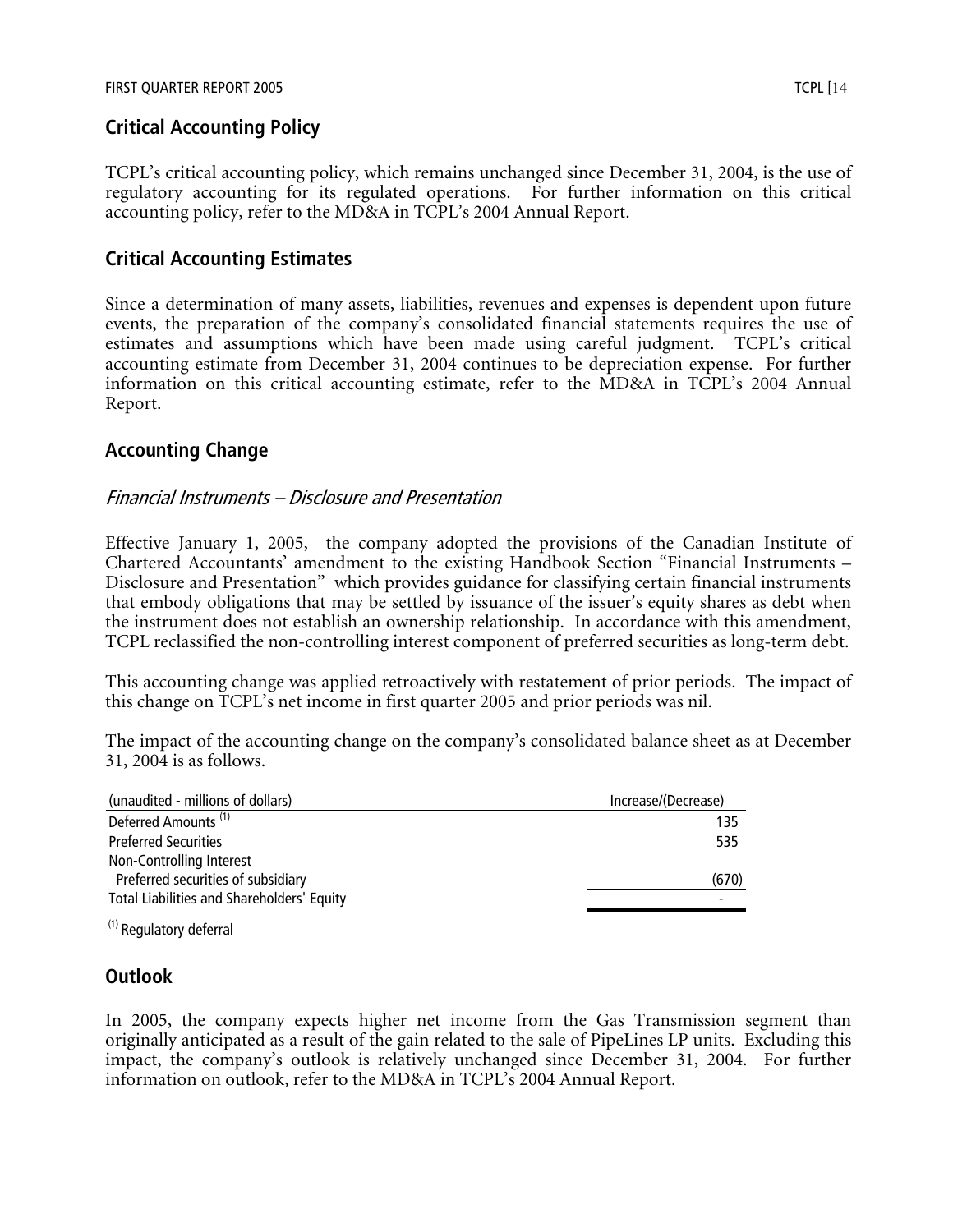## Critical Accounting Policy

TCPL's critical accounting policy, which remains unchanged since December 31, 2004, is the use of regulatory accounting for its regulated operations. For further information on this critical accounting policy, refer to the MD&A in TCPL's 2004 Annual Report.

## Critical Accounting Estimates

Since a determination of many assets, liabilities, revenues and expenses is dependent upon future events, the preparation of the company's consolidated financial statements requires the use of estimates and assumptions which have been made using careful judgment. TCPL's critical accounting estimate from December 31, 2004 continues to be depreciation expense. For further information on this critical accounting estimate, refer to the MD&A in TCPL's 2004 Annual Report.

## Accounting Change

### *Financial Instruments – Disclosure and Presentation*

Effective January 1, 2005, the company adopted the provisions of the Canadian Institute of Chartered Accountants' amendment to the existing Handbook Section "Financial Instruments – Disclosure and Presentation" which provides guidance for classifying certain financial instruments that embody obligations that may be settled by issuance of the issuer's equity shares as debt when the instrument does not establish an ownership relationship. In accordance with this amendment, TCPL reclassified the non-controlling interest component of preferred securities as long-term debt.

This accounting change was applied retroactively with restatement of prior periods. The impact of this change on TCPL's net income in first quarter 2005 and prior periods was nil.

The impact of the accounting change on the company's consolidated balance sheet as at December 31, 2004 is as follows.

| (unaudited - millions of dollars) | Increase/(Decrease) |
|---|---|
| Deferred Amounts [1] | 135 |
| Preferred Securities | 535 |
| Non-Controlling Interest | |
| Preferred securities of subsidiary | (670) |
| Total Liabilities and Shareholders' Equity | - |

[1] Regulatory deferral

## Outlook

In 2005, the company expects higher net income from the Gas Transmission segment than originally anticipated as a result of the gain related to the sale of PipeLines LP units. Excluding this impact, the company's outlook is relatively unchanged since December 31, 2004. For further information on outlook, refer to the MD&A in TCPL's 2004 Annual Report.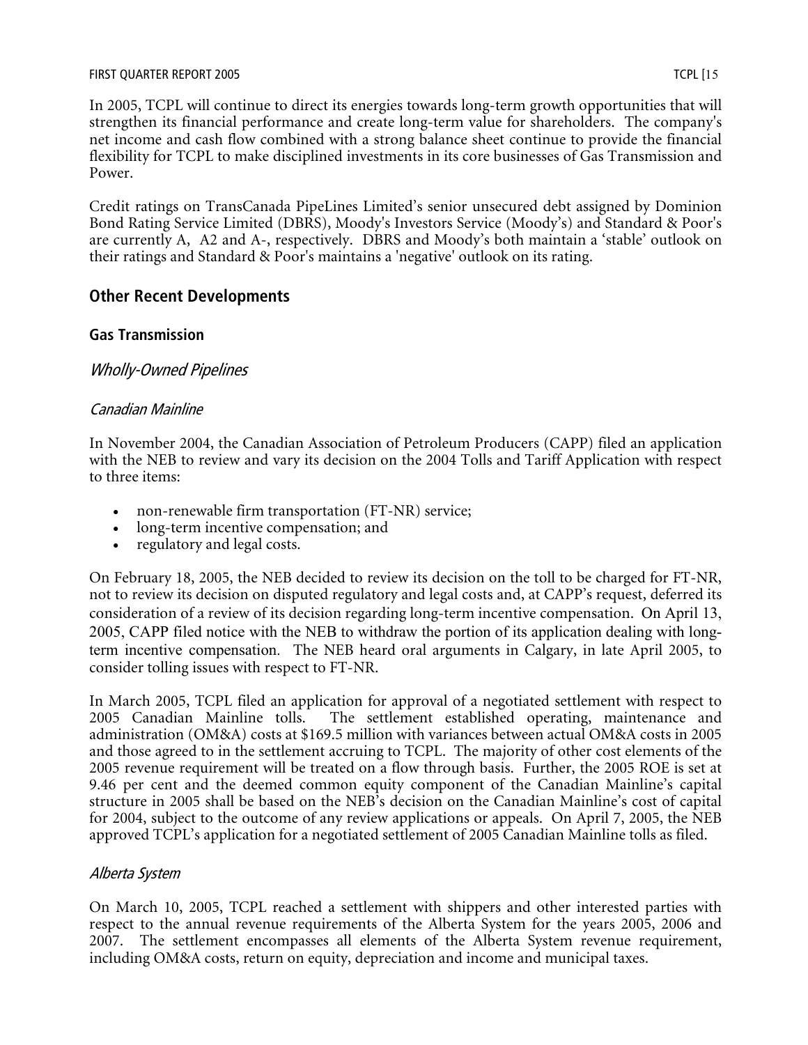In 2005, TCPL will continue to direct its energies towards long-term growth opportunities that will strengthen its financial performance and create long-term value for shareholders. The company's net income and cash flow combined with a strong balance sheet continue to provide the financial flexibility for TCPL to make disciplined investments in its core businesses of Gas Transmission and Power.

Credit ratings on TransCanada PipeLines Limited's senior unsecured debt assigned by Dominion Bond Rating Service Limited (DBRS), Moody's Investors Service (Moody's) and Standard & Poor's are currently A, A2 and A-, respectively. DBRS and Moody's both maintain a 'stable' outlook on their ratings and Standard & Poor's maintains a 'negative' outlook on its rating.

## Other Recent Developments

### Gas Transmission

#### *Wholly-Owned Pipelines*

##### *Canadian Mainline*

In November 2004, the Canadian Association of Petroleum Producers (CAPP) filed an application with the NEB to review and vary its decision on the 2004 Tolls and Tariff Application with respect to three items:

- non-renewable firm transportation (FT-NR) service;
- long-term incentive compensation; and
- regulatory and legal costs.

On February 18, 2005, the NEB decided to review its decision on the toll to be charged for FT-NR, not to review its decision on disputed regulatory and legal costs and, at CAPP's request, deferred its consideration of a review of its decision regarding long-term incentive compensation. On April 13, 2005, CAPP filed notice with the NEB to withdraw the portion of its application dealing with long-term incentive compensation. The NEB heard oral arguments in Calgary, in late April 2005, to consider tolling issues with respect to FT-NR.

In March 2005, TCPL filed an application for approval of a negotiated settlement with respect to 2005 Canadian Mainline tolls. The settlement established operating, maintenance and administration (OM&A) costs at $169.5 million with variances between actual OM&A costs in 2005 and those agreed to in the settlement accruing to TCPL. The majority of other cost elements of the 2005 revenue requirement will be treated on a flow through basis. Further, the 2005 ROE is set at 9.46 per cent and the deemed common equity component of the Canadian Mainline's capital structure in 2005 shall be based on the NEB's decision on the Canadian Mainline's cost of capital for 2004, subject to the outcome of any review applications or appeals. On April 7, 2005, the NEB approved TCPL's application for a negotiated settlement of 2005 Canadian Mainline tolls as filed.

##### *Alberta System*

On March 10, 2005, TCPL reached a settlement with shippers and other interested parties with respect to the annual revenue requirements of the Alberta System for the years 2005, 2006 and 2007. The settlement encompasses all elements of the Alberta System revenue requirement, including OM&A costs, return on equity, depreciation and income and municipal taxes.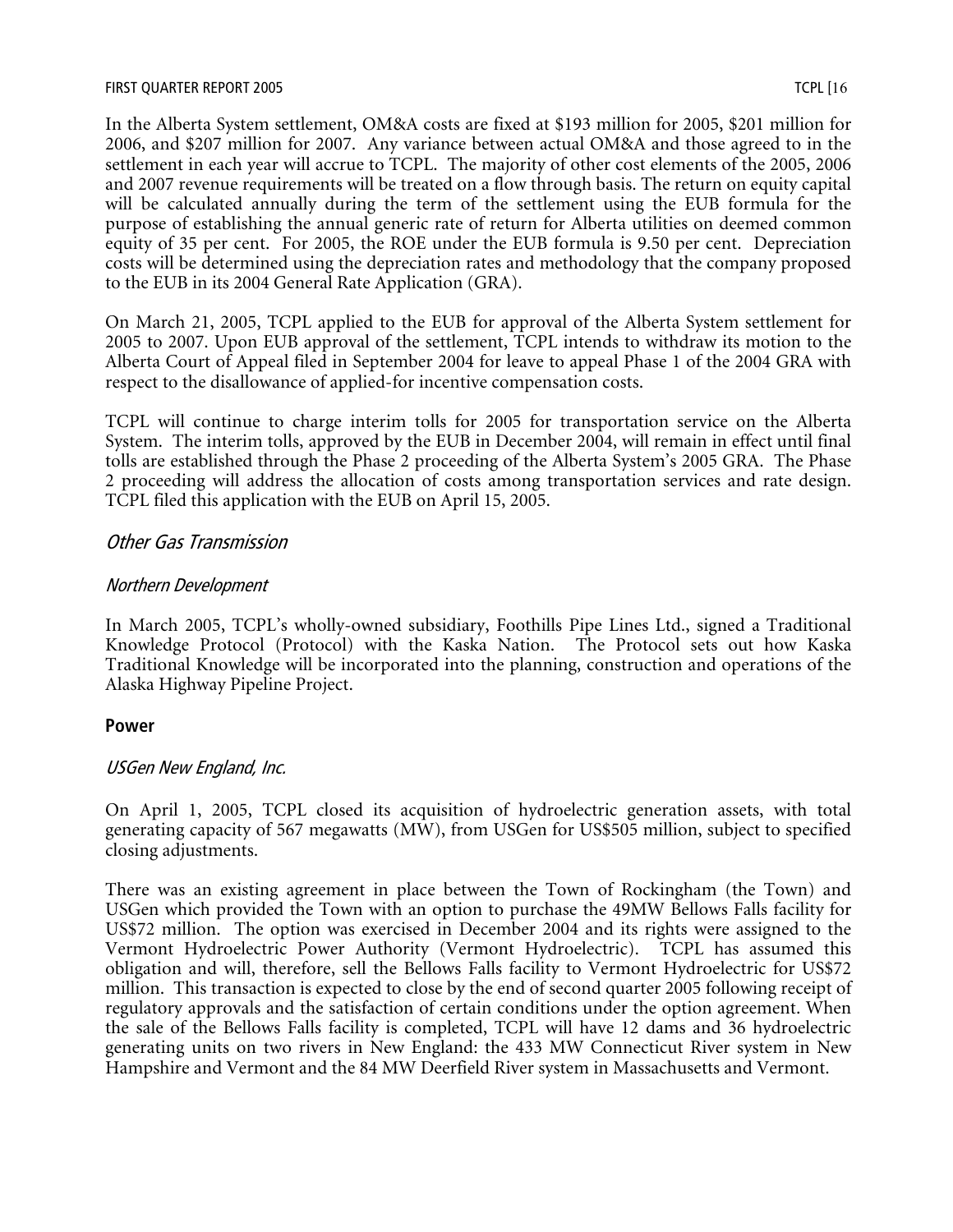In the Alberta System settlement, OM&A costs are fixed at \$193 million for 2005, \$201 million for 2006, and \$207 million for 2007. Any variance between actual OM&A and those agreed to in the settlement in each year will accrue to TCPL. The majority of other cost elements of the 2005, 2006 and 2007 revenue requirements will be treated on a flow through basis. The return on equity capital will be calculated annually during the term of the settlement using the EUB formula for the purpose of establishing the annual generic rate of return for Alberta utilities on deemed common equity of 35 per cent. For 2005, the ROE under the EUB formula is 9.50 per cent. Depreciation costs will be determined using the depreciation rates and methodology that the company proposed to the EUB in its 2004 General Rate Application (GRA).

On March 21, 2005, TCPL applied to the EUB for approval of the Alberta System settlement for 2005 to 2007. Upon EUB approval of the settlement, TCPL intends to withdraw its motion to the Alberta Court of Appeal filed in September 2004 for leave to appeal Phase 1 of the 2004 GRA with respect to the disallowance of applied-for incentive compensation costs.

TCPL will continue to charge interim tolls for 2005 for transportation service on the Alberta System. The interim tolls, approved by the EUB in December 2004, will remain in effect until final tolls are established through the Phase 2 proceeding of the Alberta System's 2005 GRA. The Phase 2 proceeding will address the allocation of costs among transportation services and rate design. TCPL filed this application with the EUB on April 15, 2005.

## *Other Gas Transmission*

### *Northern Development*

In March 2005, TCPL's wholly-owned subsidiary, Foothills Pipe Lines Ltd., signed a Traditional Knowledge Protocol (Protocol) with the Kaska Nation. The Protocol sets out how Kaska Traditional Knowledge will be incorporated into the planning, construction and operations of the Alaska Highway Pipeline Project.

## **Power**

### *USGen New England, Inc.*

On April 1, 2005, TCPL closed its acquisition of hydroelectric generation assets, with total generating capacity of 567 megawatts (MW), from USGen for US\$505 million, subject to specified closing adjustments.

There was an existing agreement in place between the Town of Rockingham (the Town) and USGen which provided the Town with an option to purchase the 49MW Bellows Falls facility for US\$72 million. The option was exercised in December 2004 and its rights were assigned to the Vermont Hydroelectric Power Authority (Vermont Hydroelectric). TCPL has assumed this obligation and will, therefore, sell the Bellows Falls facility to Vermont Hydroelectric for US\$72 million. This transaction is expected to close by the end of second quarter 2005 following receipt of regulatory approvals and the satisfaction of certain conditions under the option agreement. When the sale of the Bellows Falls facility is completed, TCPL will have 12 dams and 36 hydroelectric generating units on two rivers in New England: the 433 MW Connecticut River system in New Hampshire and Vermont and the 84 MW Deerfield River system in Massachusetts and Vermont.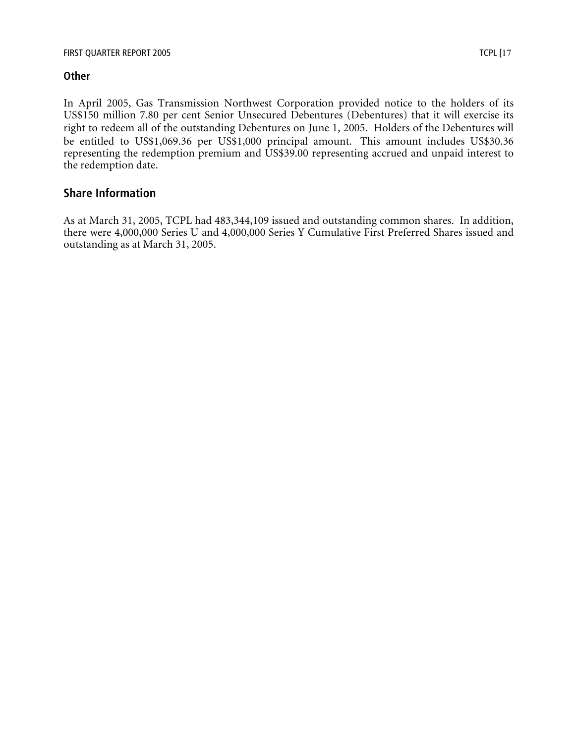### Other

In April 2005, Gas Transmission Northwest Corporation provided notice to the holders of its US$150 million 7.80 per cent Senior Unsecured Debentures (Debentures) that it will exercise its right to redeem all of the outstanding Debentures on June 1, 2005. Holders of the Debentures will be entitled to US$1,069.36 per US$1,000 principal amount. This amount includes US$30.36 representing the redemption premium and US$39.00 representing accrued and unpaid interest to the redemption date.

## Share Information

As at March 31, 2005, TCPL had 483,344,109 issued and outstanding common shares. In addition, there were 4,000,000 Series U and 4,000,000 Series Y Cumulative First Preferred Shares issued and outstanding as at March 31, 2005.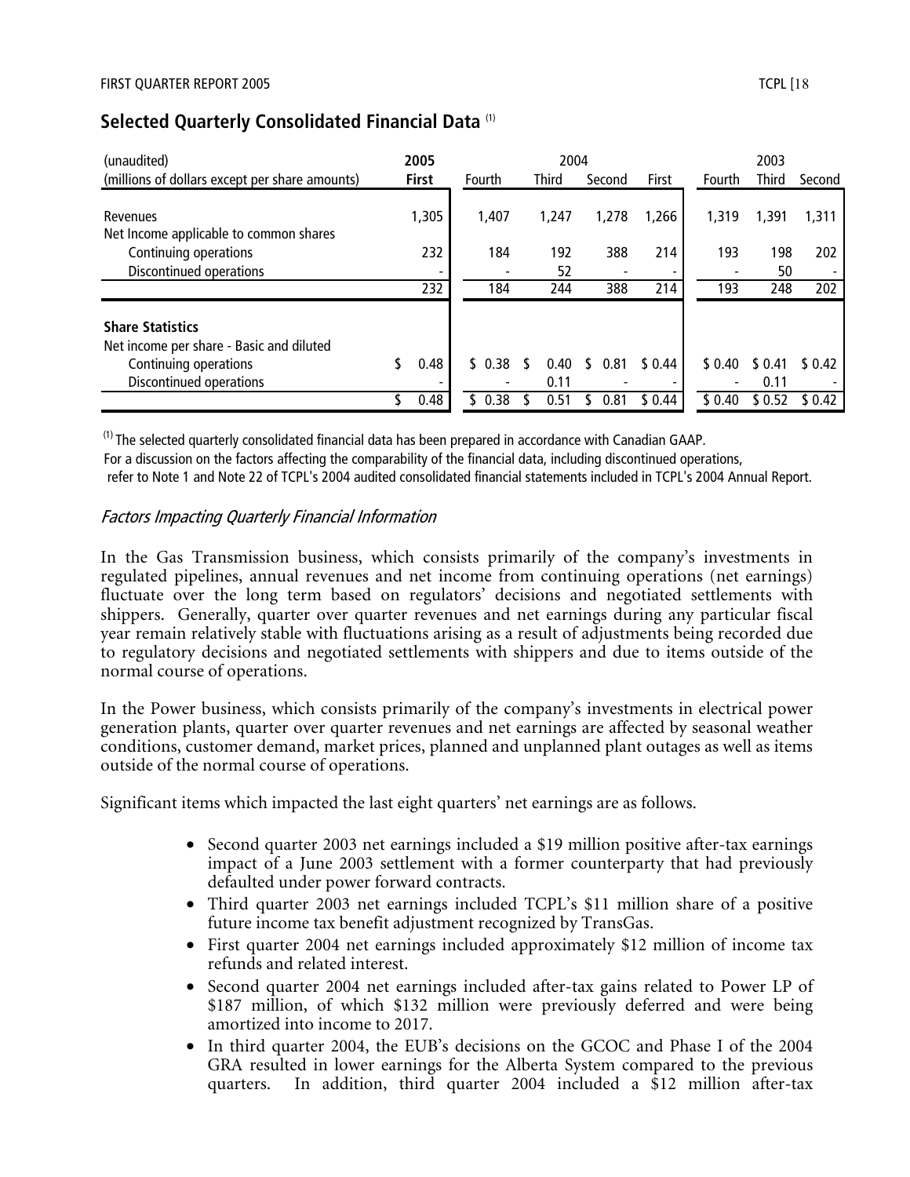## Selected Quarterly Consolidated Financial Data [(1)]

| (unaudited) | 2005 | 2004 | | | | 2003 | | |
|---|---|---|---|---|---|---|---|---|
| (millions of dollars except per share amounts) | **First** | Fourth | Third | Second | First | Fourth | Third | Second |
| Revenues | 1,305 | 1,407 | 1,247 | 1,278 | 1,266 | 1,319 | 1,391 | 1,311 |
| Net Income applicable to common shares | | | | | | | | |
| Continuing operations | 232 | 184 | 192 | 388 | 214 | 193 | 198 | 202 |
| Discontinued operations | - | - | 52 | - | - | - | 50 | - |
| | 232 | 184 | 244 | 388 | 214 | 193 | 248 | 202 |
| **Share Statistics** | | | | | | | | |
| Net income per share - Basic and diluted | | | | | | | | |
| Continuing operations | $ 0.48 | $ 0.38 | $ 0.40 | $ 0.81 | $ 0.44 | $ 0.40 | $ 0.41 | $ 0.42 |
| Discontinued operations | - | - | 0.11 | - | - | - | 0.11 | - |
| | $ 0.48 | $ 0.38 | $ 0.51 | $ 0.81 | $ 0.44 | $ 0.40 | $ 0.52 | $ 0.42 |

[(1)] The selected quarterly consolidated financial data has been prepared in accordance with Canadian GAAP.
For a discussion on the factors affecting the comparability of the financial data, including discontinued operations, refer to Note 1 and Note 22 of TCPL's 2004 audited consolidated financial statements included in TCPL's 2004 Annual Report.

### *Factors Impacting Quarterly Financial Information*

In the Gas Transmission business, which consists primarily of the company's investments in regulated pipelines, annual revenues and net income from continuing operations (net earnings) fluctuate over the long term based on regulators' decisions and negotiated settlements with shippers. Generally, quarter over quarter revenues and net earnings during any particular fiscal year remain relatively stable with fluctuations arising as a result of adjustments being recorded due to regulatory decisions and negotiated settlements with shippers and due to items outside of the normal course of operations.

In the Power business, which consists primarily of the company's investments in electrical power generation plants, quarter over quarter revenues and net earnings are affected by seasonal weather conditions, customer demand, market prices, planned and unplanned plant outages as well as items outside of the normal course of operations.

Significant items which impacted the last eight quarters' net earnings are as follows.

- Second quarter 2003 net earnings included a $19 million positive after-tax earnings impact of a June 2003 settlement with a former counterparty that had previously defaulted under power forward contracts.
- Third quarter 2003 net earnings included TCPL's $11 million share of a positive future income tax benefit adjustment recognized by TransGas.
- First quarter 2004 net earnings included approximately $12 million of income tax refunds and related interest.
- Second quarter 2004 net earnings included after-tax gains related to Power LP of $187 million, of which $132 million were previously deferred and were being amortized into income to 2017.
- In third quarter 2004, the EUB's decisions on the GCOC and Phase I of the 2004 GRA resulted in lower earnings for the Alberta System compared to the previous quarters. In addition, third quarter 2004 included a $12 million after-tax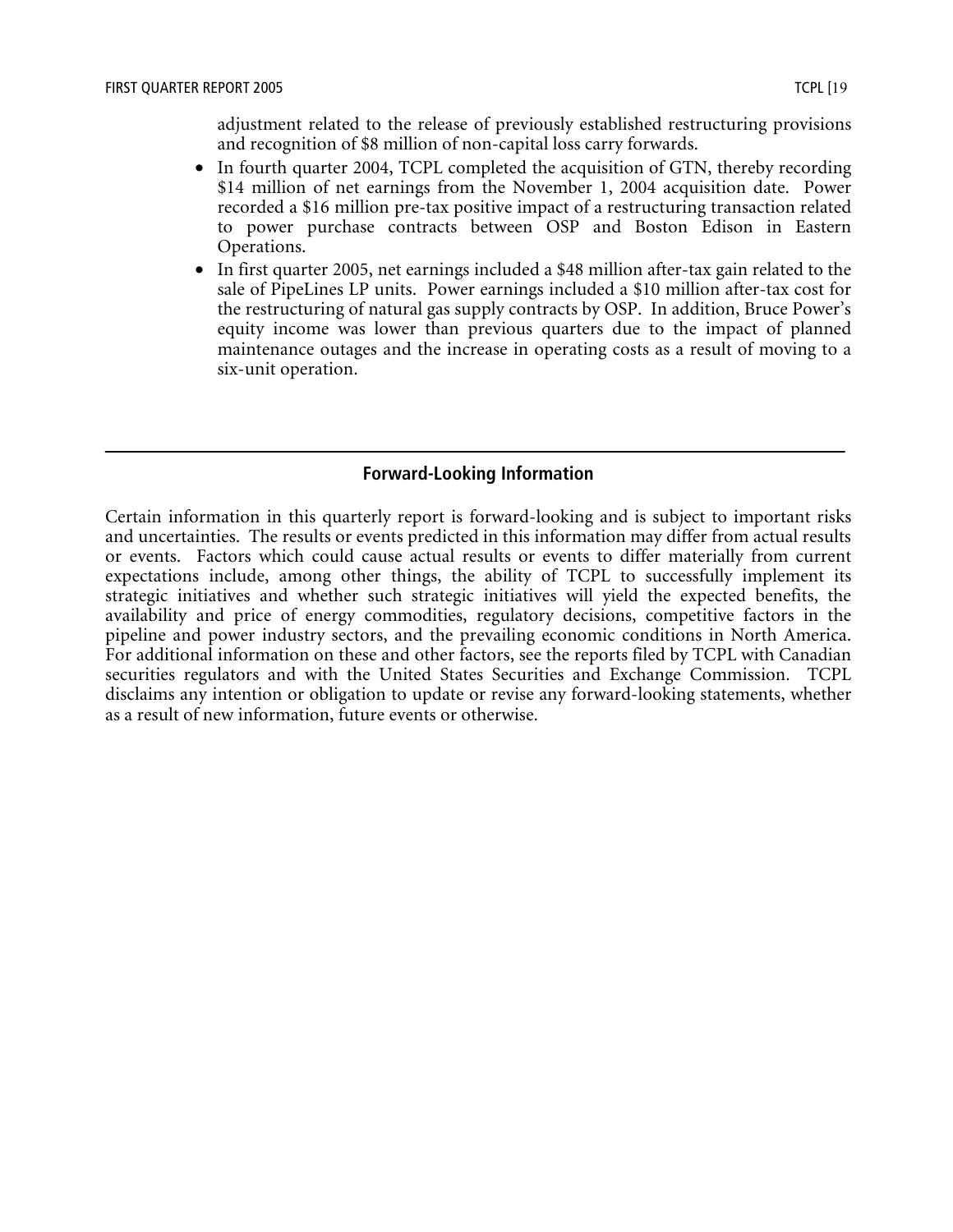adjustment related to the release of previously established restructuring provisions and recognition of $8 million of non-capital loss carry forwards.

- In fourth quarter 2004, TCPL completed the acquisition of GTN, thereby recording $14 million of net earnings from the November 1, 2004 acquisition date. Power recorded a $16 million pre-tax positive impact of a restructuring transaction related to power purchase contracts between OSP and Boston Edison in Eastern Operations.
- In first quarter 2005, net earnings included a $48 million after-tax gain related to the sale of PipeLines LP units. Power earnings included a $10 million after-tax cost for the restructuring of natural gas supply contracts by OSP. In addition, Bruce Power's equity income was lower than previous quarters due to the impact of planned maintenance outages and the increase in operating costs as a result of moving to a six-unit operation.

## Forward-Looking Information

Certain information in this quarterly report is forward-looking and is subject to important risks and uncertainties. The results or events predicted in this information may differ from actual results or events. Factors which could cause actual results or events to differ materially from current expectations include, among other things, the ability of TCPL to successfully implement its strategic initiatives and whether such strategic initiatives will yield the expected benefits, the availability and price of energy commodities, regulatory decisions, competitive factors in the pipeline and power industry sectors, and the prevailing economic conditions in North America. For additional information on these and other factors, see the reports filed by TCPL with Canadian securities regulators and with the United States Securities and Exchange Commission. TCPL disclaims any intention or obligation to update or revise any forward-looking statements, whether as a result of new information, future events or otherwise.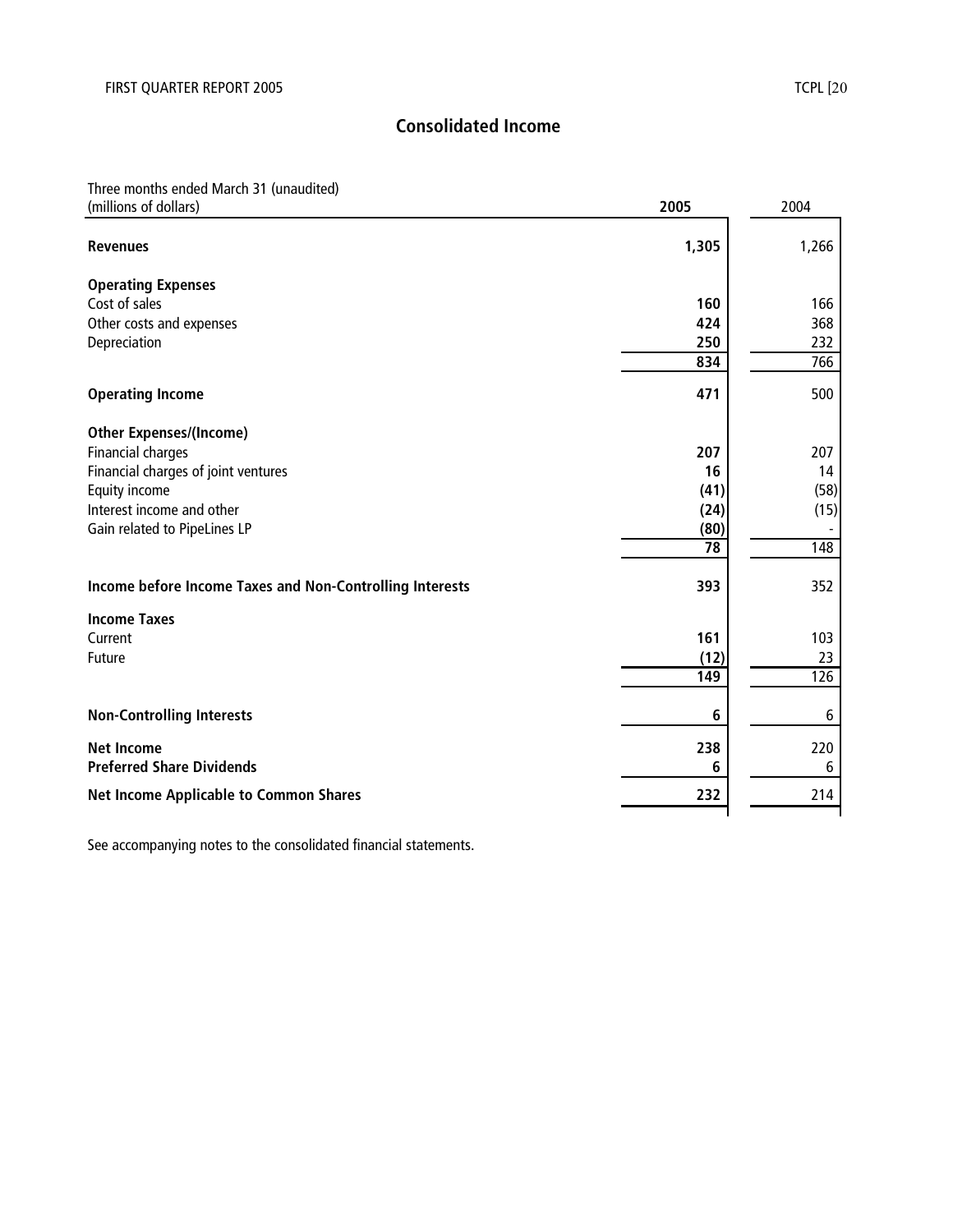## Consolidated Income

| Three months ended March 31 (unaudited)<br>(millions of dollars) | 2005 | 2004 |
|---|---|---|
| **Revenues** | **1,305** | 1,266 |
| **Operating Expenses** | | |
| Cost of sales | **160** | 166 |
| Other costs and expenses | **424** | 368 |
| Depreciation | **250** | 232 |
| | **834** | 766 |
| **Operating Income** | **471** | 500 |
| **Other Expenses/(Income)** | | |
| Financial charges | **207** | 207 |
| Financial charges of joint ventures | **16** | 14 |
| Equity income | **(41)** | (58) |
| Interest income and other | **(24)** | (15) |
| Gain related to PipeLines LP | **(80)** | - |
| | **78** | 148 |
| **Income before Income Taxes and Non-Controlling Interests** | **393** | 352 |
| **Income Taxes** | | |
| Current | **161** | 103 |
| Future | **(12)** | 23 |
| | **149** | 126 |
| **Non-Controlling Interests** | **6** | 6 |
| **Net Income** | **238** | 220 |
| **Preferred Share Dividends** | **6** | 6 |
| **Net Income Applicable to Common Shares** | **232** | 214 |

See accompanying notes to the consolidated financial statements.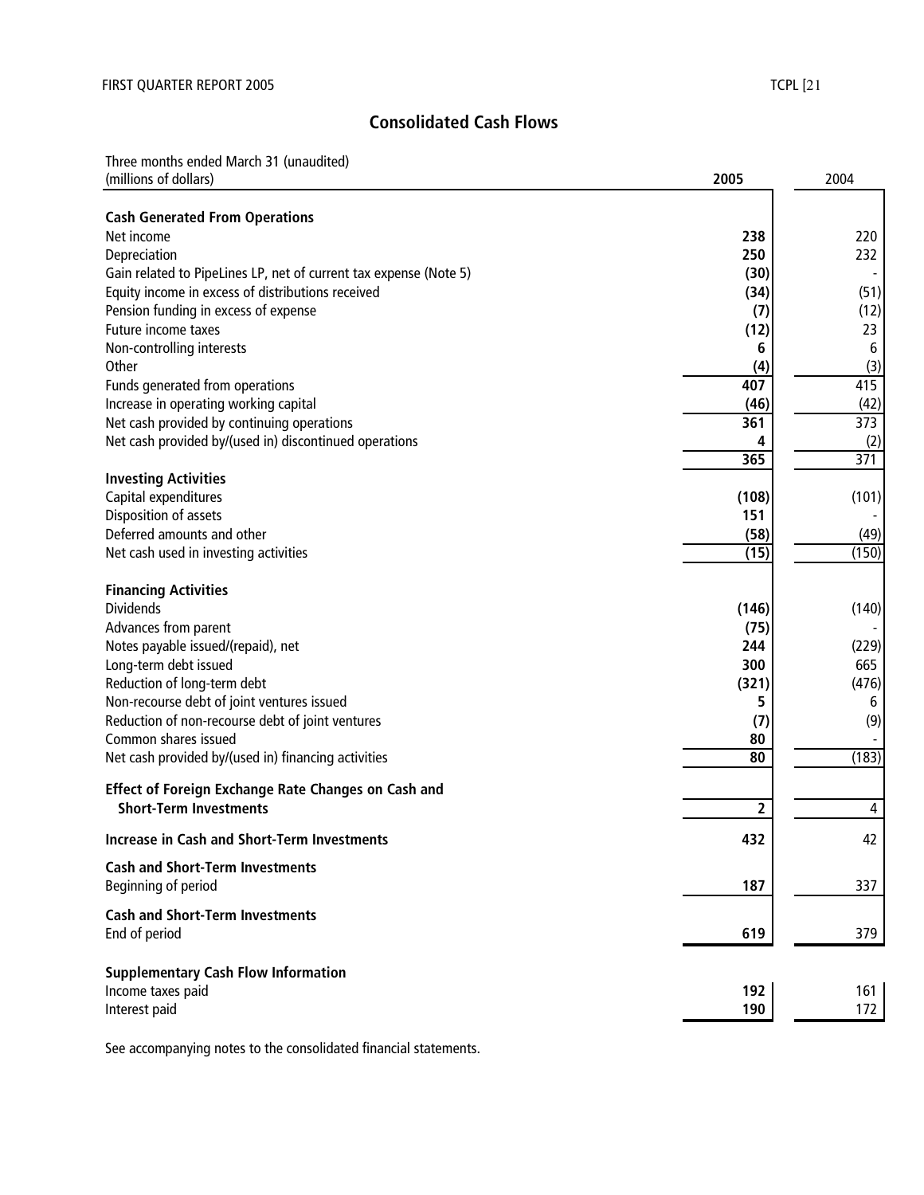# Consolidated Cash Flows

| Three months ended March 31 (unaudited)<br>(millions of dollars) | **2005** | 2004 |
|---|---|---|
| **Cash Generated From Operations** | | |
| Net income | **238** | 220 |
| Depreciation | **250** | 232 |
| Gain related to PipeLines LP, net of current tax expense (Note 5) | **(30)** | - |
| Equity income in excess of distributions received | **(34)** | (51) |
| Pension funding in excess of expense | **(7)** | (12) |
| Future income taxes | **(12)** | 23 |
| Non-controlling interests | **6** | 6 |
| Other | **(4)** | (3) |
| Funds generated from operations | **407** | 415 |
| Increase in operating working capital | **(46)** | (42) |
| Net cash provided by continuing operations | **361** | 373 |
| Net cash provided by/(used in) discontinued operations | **4** | (2) |
| | **365** | 371 |
| **Investing Activities** | | |
| Capital expenditures | **(108)** | (101) |
| Disposition of assets | **151** | - |
| Deferred amounts and other | **(58)** | (49) |
| Net cash used in investing activities | **(15)** | (150) |
| **Financing Activities** | | |
| Dividends | **(146)** | (140) |
| Advances from parent | **(75)** | - |
| Notes payable issued/(repaid), net | **244** | (229) |
| Long-term debt issued | **300** | 665 |
| Reduction of long-term debt | **(321)** | (476) |
| Non-recourse debt of joint ventures issued | **5** | 6 |
| Reduction of non-recourse debt of joint ventures | **(7)** | (9) |
| Common shares issued | **80** | - |
| Net cash provided by/(used in) financing activities | **80** | (183) |
| **Effect of Foreign Exchange Rate Changes on Cash and Short-Term Investments** | **2** | 4 |
| **Increase in Cash and Short-Term Investments** | **432** | 42 |
| **Cash and Short-Term Investments**<br>Beginning of period | **187** | 337 |
| **Cash and Short-Term Investments**<br>End of period | **619** | 379 |
| **Supplementary Cash Flow Information** | | |
| Income taxes paid | **192** | 161 |
| Interest paid | **190** | 172 |

See accompanying notes to the consolidated financial statements.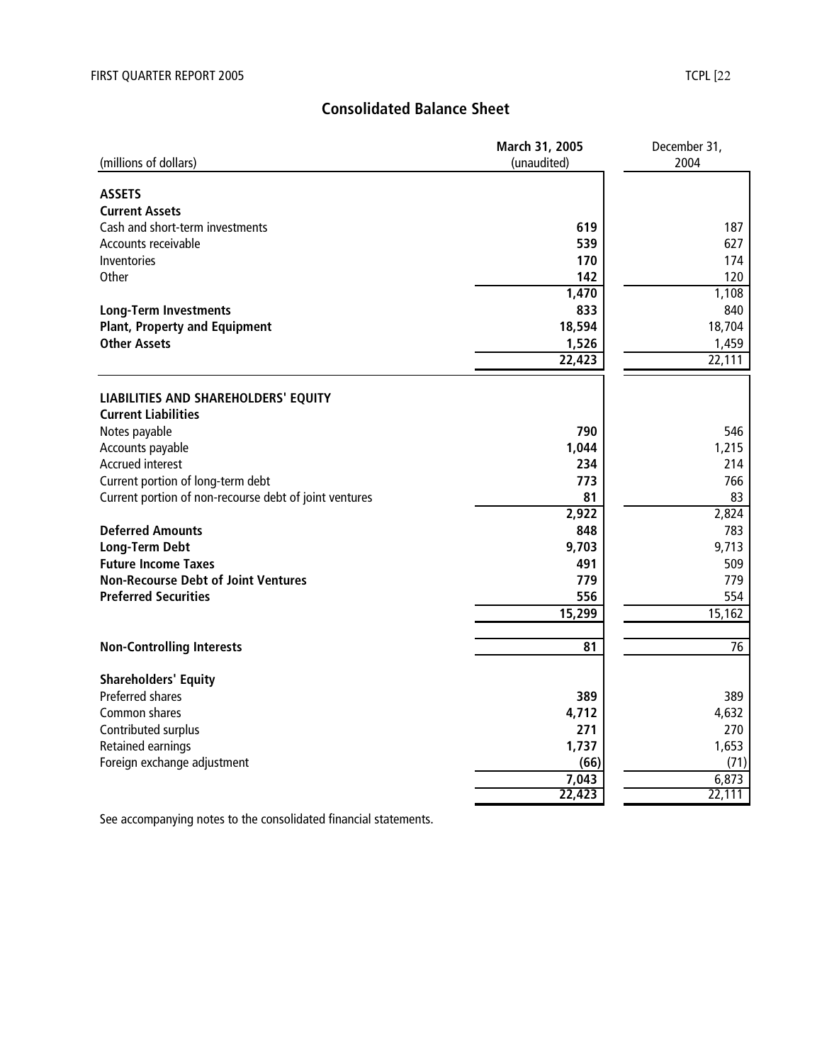# Consolidated Balance Sheet

| (millions of dollars) | March 31, 2005 (unaudited) | December 31, 2004 |
|---|---|---|
| **ASSETS** | | |
| **Current Assets** | | |
| Cash and short-term investments | **619** | 187 |
| Accounts receivable | **539** | 627 |
| Inventories | **170** | 174 |
| Other | **142** | 120 |
| | **1,470** | 1,108 |
| **Long-Term Investments** | **833** | 840 |
| **Plant, Property and Equipment** | **18,594** | 18,704 |
| **Other Assets** | **1,526** | 1,459 |
| | **22,423** | 22,111 |
| **LIABILITIES AND SHAREHOLDERS' EQUITY** | | |
| **Current Liabilities** | | |
| Notes payable | **790** | 546 |
| Accounts payable | **1,044** | 1,215 |
| Accrued interest | **234** | 214 |
| Current portion of long-term debt | **773** | 766 |
| Current portion of non-recourse debt of joint ventures | **81** | 83 |
| | **2,922** | 2,824 |
| **Deferred Amounts** | **848** | 783 |
| **Long-Term Debt** | **9,703** | 9,713 |
| **Future Income Taxes** | **491** | 509 |
| **Non-Recourse Debt of Joint Ventures** | **779** | 779 |
| **Preferred Securities** | **556** | 554 |
| | **15,299** | 15,162 |
| **Non-Controlling Interests** | **81** | 76 |
| **Shareholders' Equity** | | |
| Preferred shares | **389** | 389 |
| Common shares | **4,712** | 4,632 |
| Contributed surplus | **271** | 270 |
| Retained earnings | **1,737** | 1,653 |
| Foreign exchange adjustment | **(66)** | (71) |
| | **7,043** | 6,873 |
| | **22,423** | 22,111 |

See accompanying notes to the consolidated financial statements.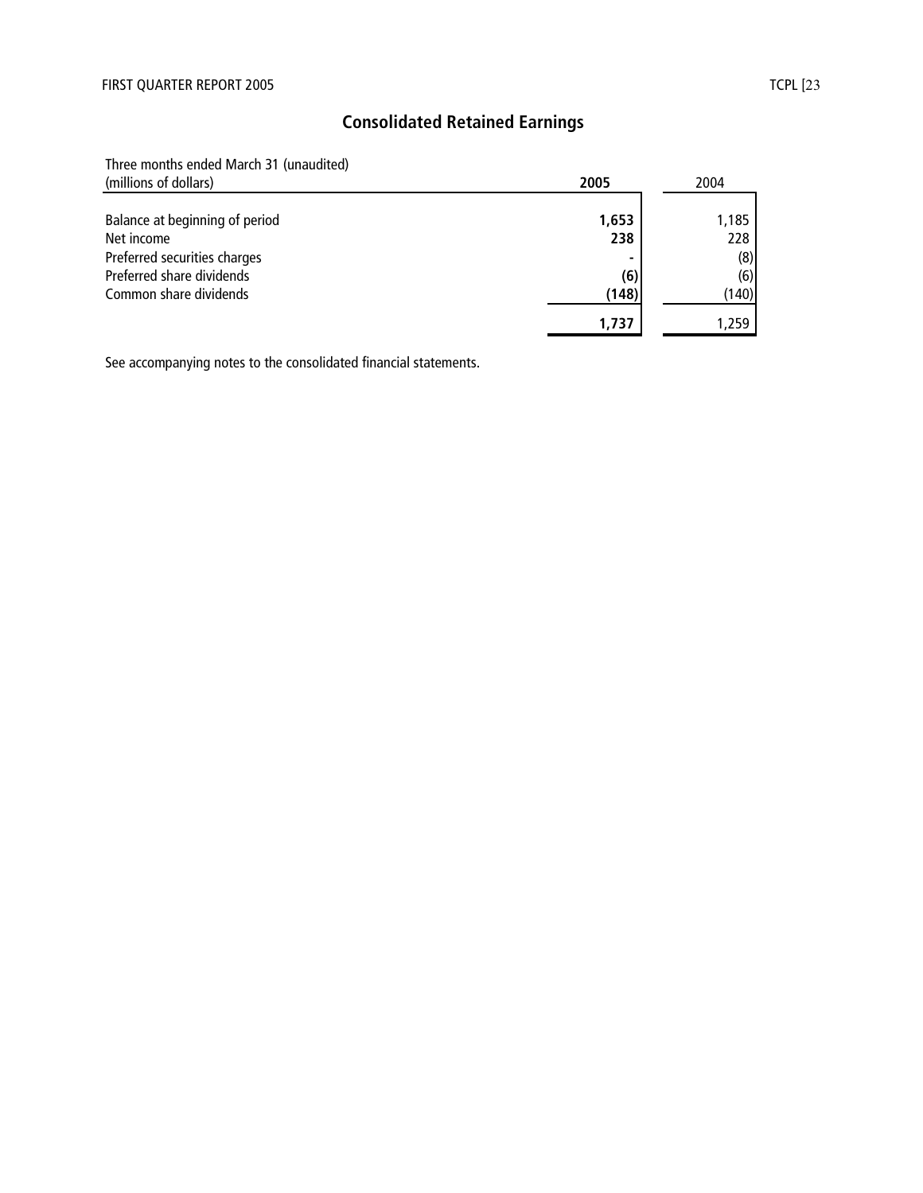## Consolidated Retained Earnings

| Three months ended March 31 (unaudited) (millions of dollars) | **2005** | 2004 |
|---|---|---|
| Balance at beginning of period | **1,653** | 1,185 |
| Net income | **238** | 228 |
| Preferred securities charges | **-** | (8) |
| Preferred share dividends | **(6)** | (6) |
| Common share dividends | **(148)** | (140) |
| | **1,737** | 1,259 |

See accompanying notes to the consolidated financial statements.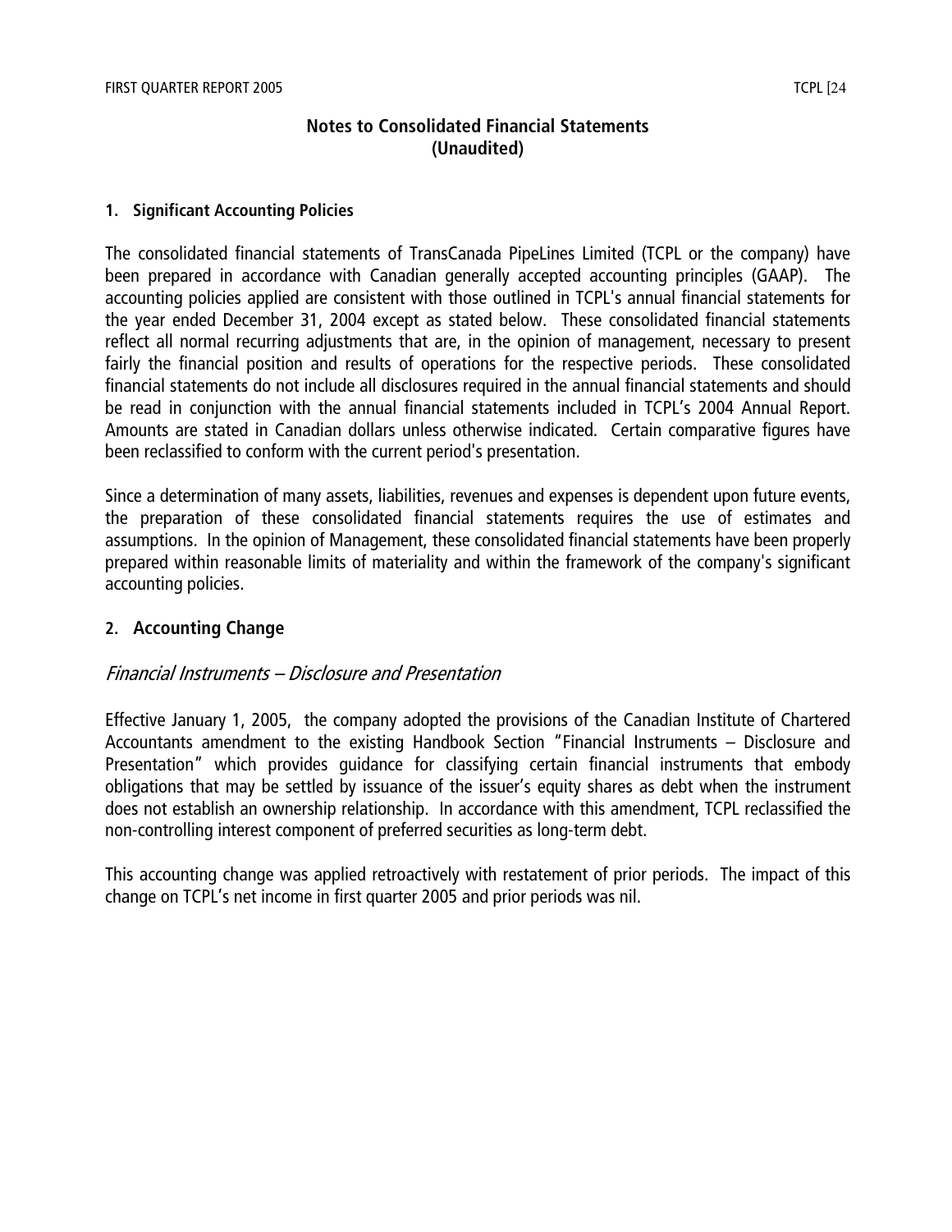## Notes to Consolidated Financial Statements
## (Unaudited)

### 1. Significant Accounting Policies

The consolidated financial statements of TransCanada PipeLines Limited (TCPL or the company) have been prepared in accordance with Canadian generally accepted accounting principles (GAAP). The accounting policies applied are consistent with those outlined in TCPL's annual financial statements for the year ended December 31, 2004 except as stated below. These consolidated financial statements reflect all normal recurring adjustments that are, in the opinion of management, necessary to present fairly the financial position and results of operations for the respective periods. These consolidated financial statements do not include all disclosures required in the annual financial statements and should be read in conjunction with the annual financial statements included in TCPL's 2004 Annual Report. Amounts are stated in Canadian dollars unless otherwise indicated. Certain comparative figures have been reclassified to conform with the current period's presentation.

Since a determination of many assets, liabilities, revenues and expenses is dependent upon future events, the preparation of these consolidated financial statements requires the use of estimates and assumptions. In the opinion of Management, these consolidated financial statements have been properly prepared within reasonable limits of materiality and within the framework of the company's significant accounting policies.

### 2. Accounting Change

*Financial Instruments – Disclosure and Presentation*

Effective January 1, 2005, the company adopted the provisions of the Canadian Institute of Chartered Accountants amendment to the existing Handbook Section "Financial Instruments – Disclosure and Presentation" which provides guidance for classifying certain financial instruments that embody obligations that may be settled by issuance of the issuer's equity shares as debt when the instrument does not establish an ownership relationship. In accordance with this amendment, TCPL reclassified the non-controlling interest component of preferred securities as long-term debt.

This accounting change was applied retroactively with restatement of prior periods. The impact of this change on TCPL's net income in first quarter 2005 and prior periods was nil.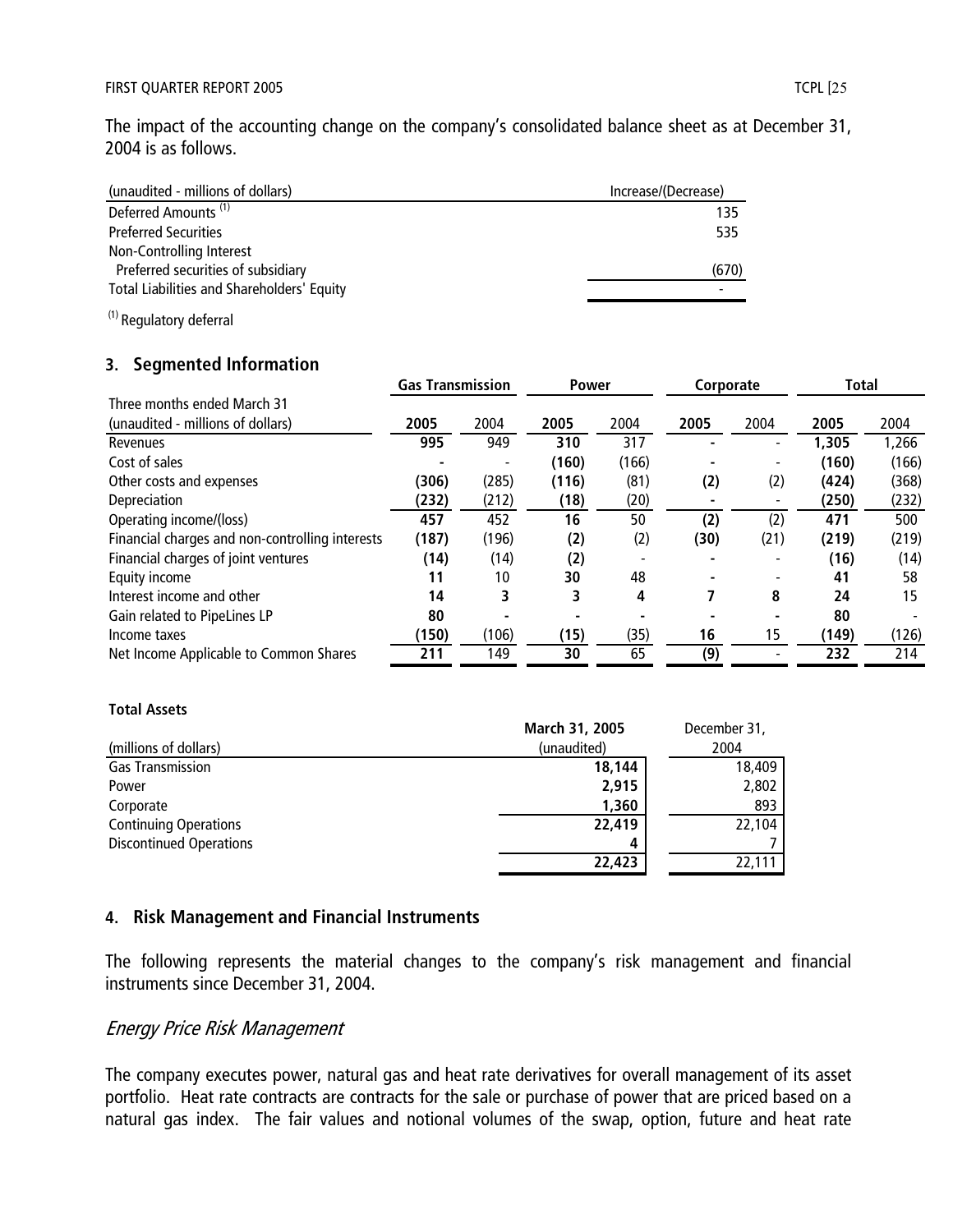The impact of the accounting change on the company's consolidated balance sheet as at December 31, 2004 is as follows.

| (unaudited - millions of dollars) | Increase/(Decrease) |
|---|---|
| Deferred Amounts [1] | 135 |
| Preferred Securities | 535 |
| Non-Controlling Interest | |
| Preferred securities of subsidiary | (670) |
| Total Liabilities and Shareholders' Equity | - |

[1] Regulatory deferral

## 3. Segmented Information

| Three months ended March 31 (unaudited - millions of dollars) | Gas Transmission | | Power | | Corporate | | Total | |
|---|---|---|---|---|---|---|---|---|
| | **2005** | 2004 | **2005** | 2004 | **2005** | 2004 | **2005** | 2004 |
| Revenues | **995** | 949 | **310** | 317 | **-** | - | **1,305** | 1,266 |
| Cost of sales | **-** | - | **(160)** | (166) | **-** | - | **(160)** | (166) |
| Other costs and expenses | **(306)** | (285) | **(116)** | (81) | **(2)** | (2) | **(424)** | (368) |
| Depreciation | **(232)** | (212) | **(18)** | (20) | **-** | - | **(250)** | (232) |
| Operating income/(loss) | **457** | 452 | **16** | 50 | **(2)** | (2) | **471** | 500 |
| Financial charges and non-controlling interests | **(187)** | (196) | **(2)** | (2) | **(30)** | (21) | **(219)** | (219) |
| Financial charges of joint ventures | **(14)** | (14) | **(2)** | - | **-** | - | **(16)** | (14) |
| Equity income | **11** | 10 | **30** | 48 | **-** | - | **41** | 58 |
| Interest income and other | **14** | 3 | **3** | 4 | **7** | 8 | **24** | 15 |
| Gain related to PipeLines LP | **80** | - | **-** | - | **-** | - | **80** | - |
| Income taxes | **(150)** | (106) | **(15)** | (35) | **16** | 15 | **(149)** | (126) |
| Net Income Applicable to Common Shares | **211** | 149 | **30** | 65 | **(9)** | - | **232** | 214 |

**Total Assets**

| (millions of dollars) | March 31, 2005 (unaudited) | December 31, 2004 |
|---|---|---|
| Gas Transmission | **18,144** | 18,409 |
| Power | **2,915** | 2,802 |
| Corporate | **1,360** | 893 |
| Continuing Operations | **22,419** | 22,104 |
| Discontinued Operations | **4** | 7 |
| | **22,423** | 22,111 |

## 4. Risk Management and Financial Instruments

The following represents the material changes to the company's risk management and financial instruments since December 31, 2004.

### *Energy Price Risk Management*

The company executes power, natural gas and heat rate derivatives for overall management of its asset portfolio. Heat rate contracts are contracts for the sale or purchase of power that are priced based on a natural gas index. The fair values and notional volumes of the swap, option, future and heat rate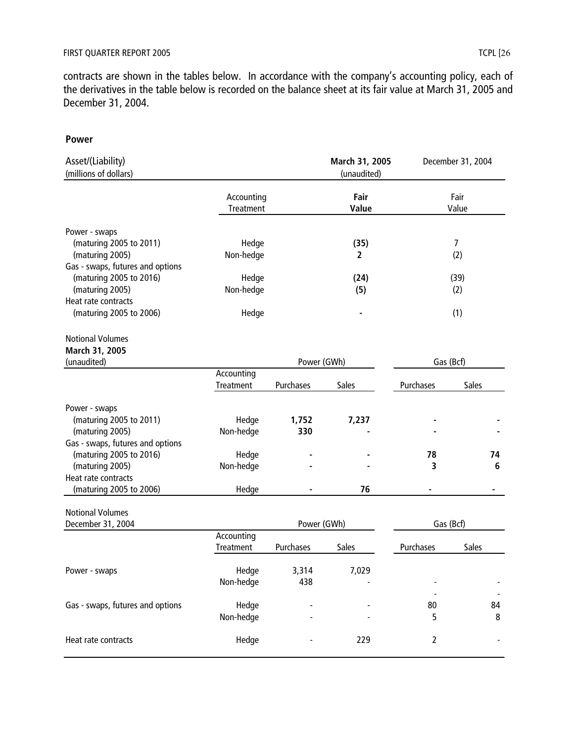contracts are shown in the tables below. In accordance with the company's accounting policy, each of the derivatives in the table below is recorded on the balance sheet at its fair value at March 31, 2005 and December 31, 2004.

**Power**

| Asset/(Liability) (millions of dollars) | Accounting Treatment | March 31, 2005 (unaudited) Fair Value | December 31, 2004 Fair Value |
|---|---|---|---|
| Power - swaps | | | |
| (maturing 2005 to 2011) | Hedge | **(35)** | 7 |
| (maturing 2005) | Non-hedge | **2** | (2) |
| Gas - swaps, futures and options | | | |
| (maturing 2005 to 2016) | Hedge | **(24)** | (39) |
| (maturing 2005) | Non-hedge | **(5)** | (2) |
| Heat rate contracts | | | |
| (maturing 2005 to 2006) | Hedge | **-** | (1) |

Notional Volumes
**March 31, 2005**
(unaudited)

| | Accounting | Power (GWh) | | Gas (Bcf) | |
|---|---|---|---|---|---|
| | Treatment | Purchases | Sales | Purchases | Sales |
| Power - swaps | | | | | |
| (maturing 2005 to 2011) | Hedge | **1,752** | **7,237** | **-** | **-** |
| (maturing 2005) | Non-hedge | **330** | **-** | **-** | **-** |
| Gas - swaps, futures and options | | | | | |
| (maturing 2005 to 2016) | Hedge | **-** | **-** | **78** | **74** |
| (maturing 2005) | Non-hedge | **-** | **-** | **3** | **6** |
| Heat rate contracts | | | | | |
| (maturing 2005 to 2006) | Hedge | **-** | **76** | **-** | **-** |

Notional Volumes
December 31, 2004

| | Accounting | Power (GWh) | | Gas (Bcf) | |
|---|---|---|---|---|---|
| | Treatment | Purchases | Sales | Purchases | Sales |
| Power - swaps | Hedge | 3,314 | 7,029 | | |
| | Non-hedge | 438 | - | - | - |
| | | | | - | - |
| Gas - swaps, futures and options | Hedge | - | - | 80 | 84 |
| | Non-hedge | - | - | 5 | 8 |
| Heat rate contracts | Hedge | - | 229 | 2 | - |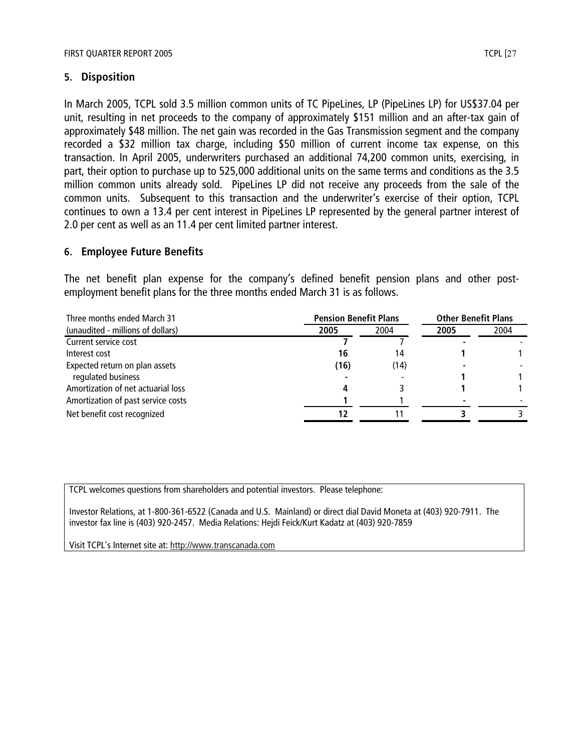## 5. Disposition

In March 2005, TCPL sold 3.5 million common units of TC PipeLines, LP (PipeLines LP) for US$37.04 per unit, resulting in net proceeds to the company of approximately $151 million and an after-tax gain of approximately $48 million. The net gain was recorded in the Gas Transmission segment and the company recorded a $32 million tax charge, including $50 million of current income tax expense, on this transaction. In April 2005, underwriters purchased an additional 74,200 common units, exercising, in part, their option to purchase up to 525,000 additional units on the same terms and conditions as the 3.5 million common units already sold. PipeLines LP did not receive any proceeds from the sale of the common units. Subsequent to this transaction and the underwriter's exercise of their option, TCPL continues to own a 13.4 per cent interest in PipeLines LP represented by the general partner interest of 2.0 per cent as well as an 11.4 per cent limited partner interest.

## 6. Employee Future Benefits

The net benefit plan expense for the company's defined benefit pension plans and other post-employment benefit plans for the three months ended March 31 is as follows.

| Three months ended March 31 | Pension Benefit Plans | | Other Benefit Plans | |
|---|---|---|---|---|
| (unaudited - millions of dollars) | **2005** | 2004 | **2005** | 2004 |
| Current service cost | **7** | 7 | **-** | - |
| Interest cost | **16** | 14 | **1** | 1 |
| Expected return on plan assets | **(16)** | (14) | **-** | - |
| regulated business | **-** | - | **1** | 1 |
| Amortization of net actuarial loss | **4** | 3 | **1** | 1 |
| Amortization of past service costs | **1** | 1 | **-** | - |
| Net benefit cost recognized | **12** | 11 | **3** | 3 |

TCPL welcomes questions from shareholders and potential investors. Please telephone:

Investor Relations, at 1-800-361-6522 (Canada and U.S. Mainland) or direct dial David Moneta at (403) 920-7911. The investor fax line is (403) 920-2457. Media Relations: Hejdi Feick/Kurt Kadatz at (403) 920-7859

Visit TCPL's Internet site at: http://www.transcanada.com